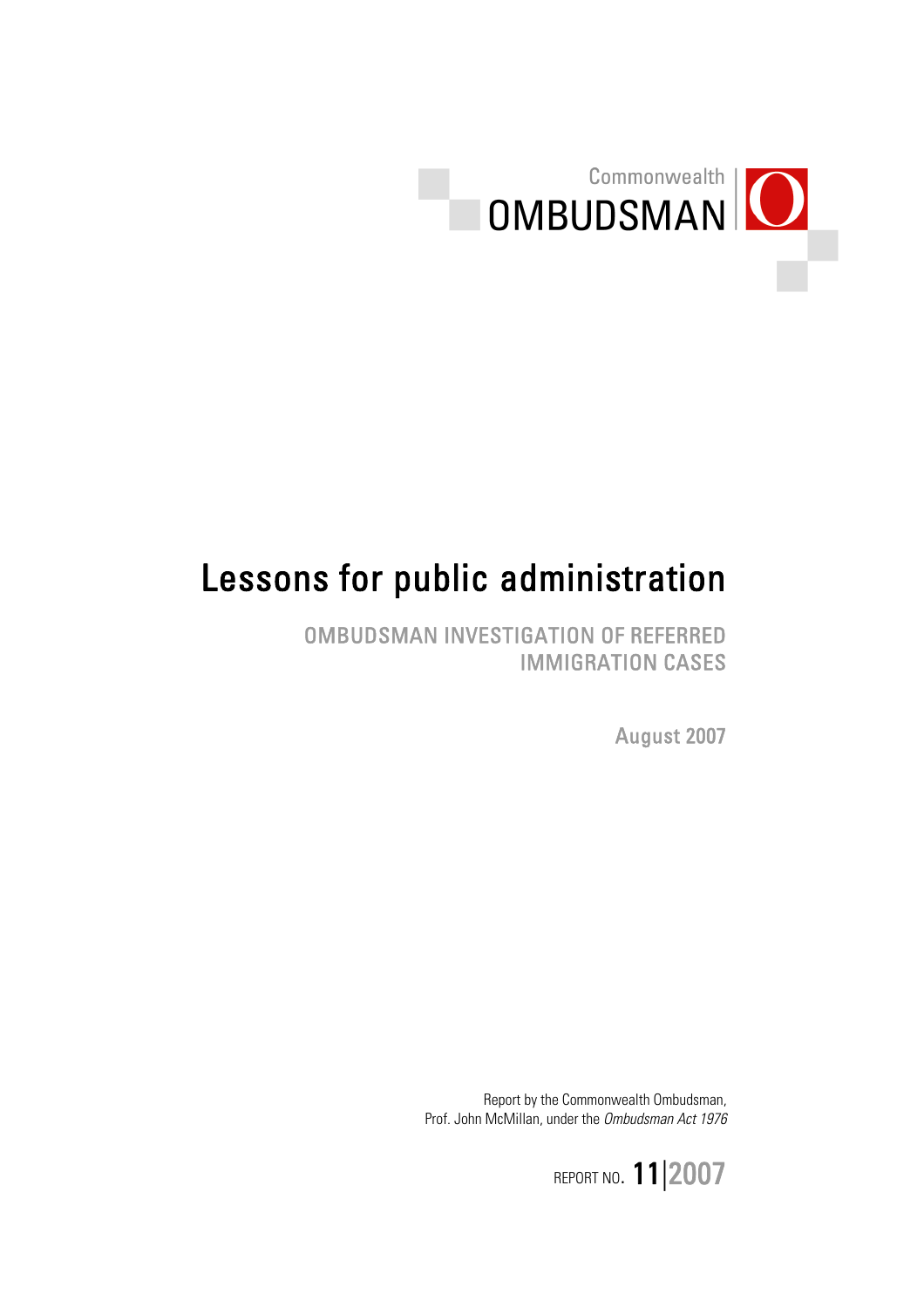Commonwealth
OMBUDSMAN

# Lessons for public administration

## OMBUDSMAN INVESTIGATION OF REFERRED IMMIGRATION CASES

August 2007

Report by the Commonwealth Ombudsman,
Prof. John McMillan, under the *Ombudsman Act 1976*

REPORT NO. 11|2007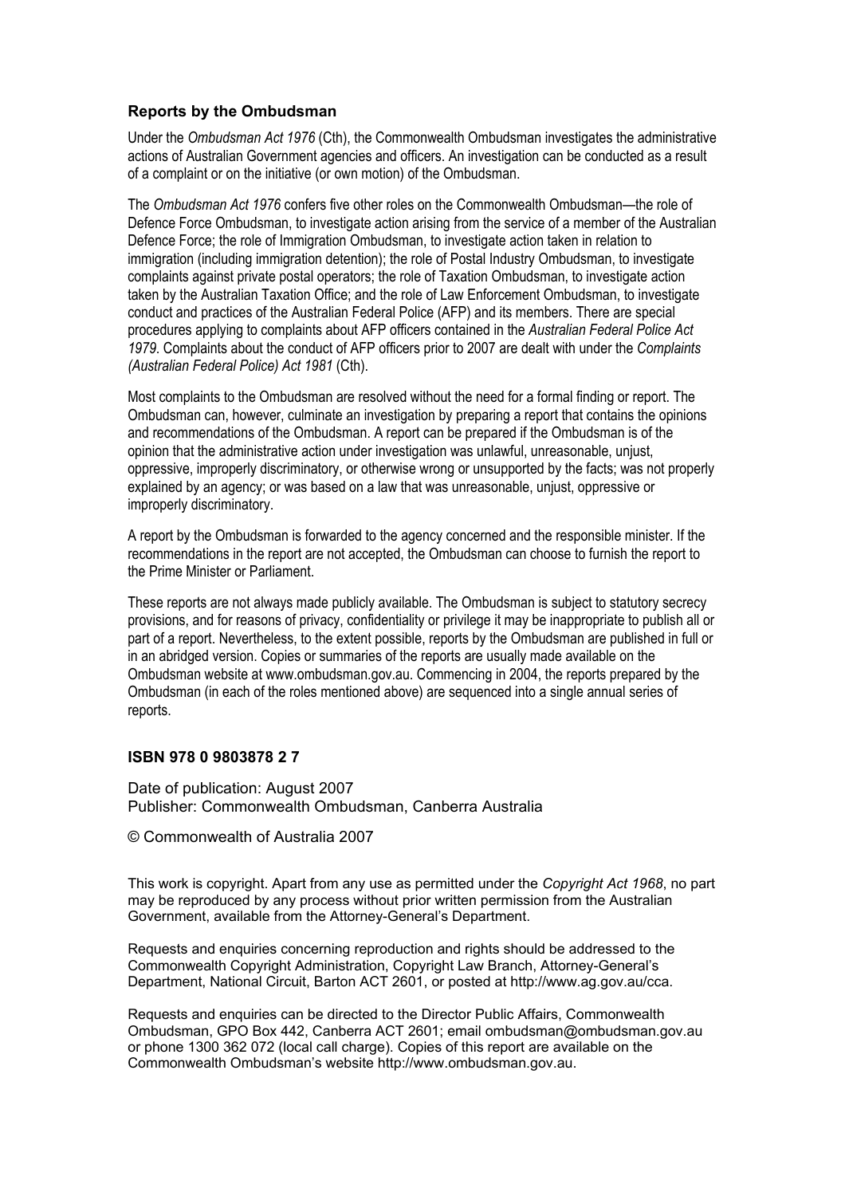### Reports by the Ombudsman

Under the *Ombudsman Act 1976* (Cth), the Commonwealth Ombudsman investigates the administrative actions of Australian Government agencies and officers. An investigation can be conducted as a result of a complaint or on the initiative (or own motion) of the Ombudsman.

The *Ombudsman Act 1976* confers five other roles on the Commonwealth Ombudsman—the role of Defence Force Ombudsman, to investigate action arising from the service of a member of the Australian Defence Force; the role of Immigration Ombudsman, to investigate action taken in relation to immigration (including immigration detention); the role of Postal Industry Ombudsman, to investigate complaints against private postal operators; the role of Taxation Ombudsman, to investigate action taken by the Australian Taxation Office; and the role of Law Enforcement Ombudsman, to investigate conduct and practices of the Australian Federal Police (AFP) and its members. There are special procedures applying to complaints about AFP officers contained in the *Australian Federal Police Act 1979*. Complaints about the conduct of AFP officers prior to 2007 are dealt with under the *Complaints (Australian Federal Police) Act 1981* (Cth).

Most complaints to the Ombudsman are resolved without the need for a formal finding or report. The Ombudsman can, however, culminate an investigation by preparing a report that contains the opinions and recommendations of the Ombudsman. A report can be prepared if the Ombudsman is of the opinion that the administrative action under investigation was unlawful, unreasonable, unjust, oppressive, improperly discriminatory, or otherwise wrong or unsupported by the facts; was not properly explained by an agency; or was based on a law that was unreasonable, unjust, oppressive or improperly discriminatory.

A report by the Ombudsman is forwarded to the agency concerned and the responsible minister. If the recommendations in the report are not accepted, the Ombudsman can choose to furnish the report to the Prime Minister or Parliament.

These reports are not always made publicly available. The Ombudsman is subject to statutory secrecy provisions, and for reasons of privacy, confidentiality or privilege it may be inappropriate to publish all or part of a report. Nevertheless, to the extent possible, reports by the Ombudsman are published in full or in an abridged version. Copies or summaries of the reports are usually made available on the Ombudsman website at www.ombudsman.gov.au. Commencing in 2004, the reports prepared by the Ombudsman (in each of the roles mentioned above) are sequenced into a single annual series of reports.

**ISBN 978 0 9803878 2 7**

Date of publication: August 2007
Publisher: Commonwealth Ombudsman, Canberra Australia

© Commonwealth of Australia 2007

This work is copyright. Apart from any use as permitted under the *Copyright Act 1968*, no part may be reproduced by any process without prior written permission from the Australian Government, available from the Attorney-General's Department.

Requests and enquiries concerning reproduction and rights should be addressed to the Commonwealth Copyright Administration, Copyright Law Branch, Attorney-General's Department, National Circuit, Barton ACT 2601, or posted at http://www.ag.gov.au/cca.

Requests and enquiries can be directed to the Director Public Affairs, Commonwealth Ombudsman, GPO Box 442, Canberra ACT 2601; email ombudsman@ombudsman.gov.au or phone 1300 362 072 (local call charge). Copies of this report are available on the Commonwealth Ombudsman's website http://www.ombudsman.gov.au.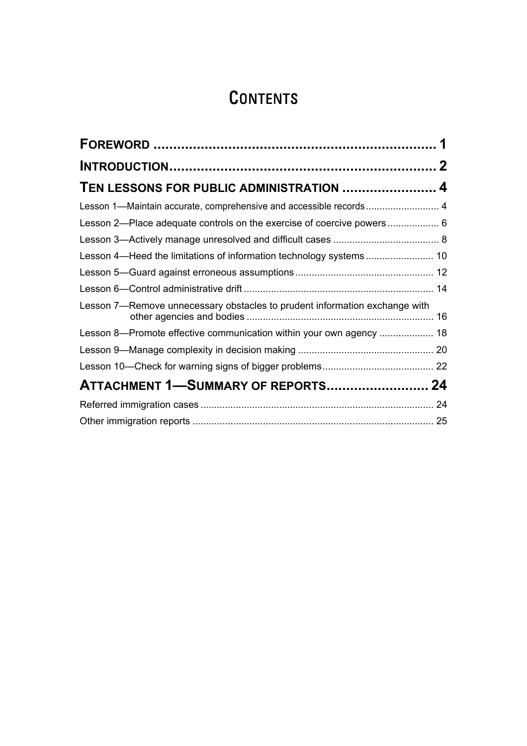# CONTENTS

**FOREWORD** ........................................................................ 1

**INTRODUCTION** .................................................................. 2

**TEN LESSONS FOR PUBLIC ADMINISTRATION** ........................ 4

Lesson 1—Maintain accurate, comprehensive and accessible records ........................... 4

Lesson 2—Place adequate controls on the exercise of coercive powers ................... 6

Lesson 3—Actively manage unresolved and difficult cases ....................................... 8

Lesson 4—Heed the limitations of information technology systems ......................... 10

Lesson 5—Guard against erroneous assumptions .................................................. 12

Lesson 6—Control administrative drift ..................................................................... 14

Lesson 7—Remove unnecessary obstacles to prudent information exchange with other agencies and bodies ..................................................................... 16

Lesson 8—Promote effective communication within your own agency .................... 18

Lesson 9—Manage complexity in decision making .................................................. 20

Lesson 10—Check for warning signs of bigger problems.......................................... 22

**ATTACHMENT 1—SUMMARY OF REPORTS** .......................... 24

Referred immigration cases ..................................................................................... 24

Other immigration reports ........................................................................................ 25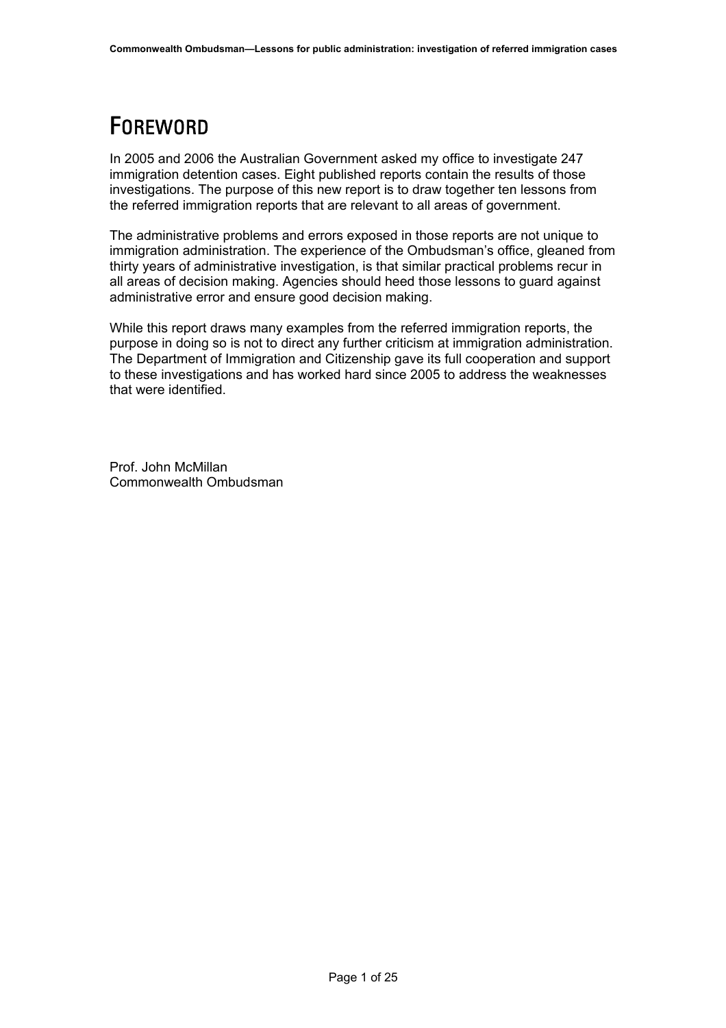# FOREWORD

In 2005 and 2006 the Australian Government asked my office to investigate 247 immigration detention cases. Eight published reports contain the results of those investigations. The purpose of this new report is to draw together ten lessons from the referred immigration reports that are relevant to all areas of government.

The administrative problems and errors exposed in those reports are not unique to immigration administration. The experience of the Ombudsman's office, gleaned from thirty years of administrative investigation, is that similar practical problems recur in all areas of decision making. Agencies should heed those lessons to guard against administrative error and ensure good decision making.

While this report draws many examples from the referred immigration reports, the purpose in doing so is not to direct any further criticism at immigration administration. The Department of Immigration and Citizenship gave its full cooperation and support to these investigations and has worked hard since 2005 to address the weaknesses that were identified.

Prof. John McMillan
Commonwealth Ombudsman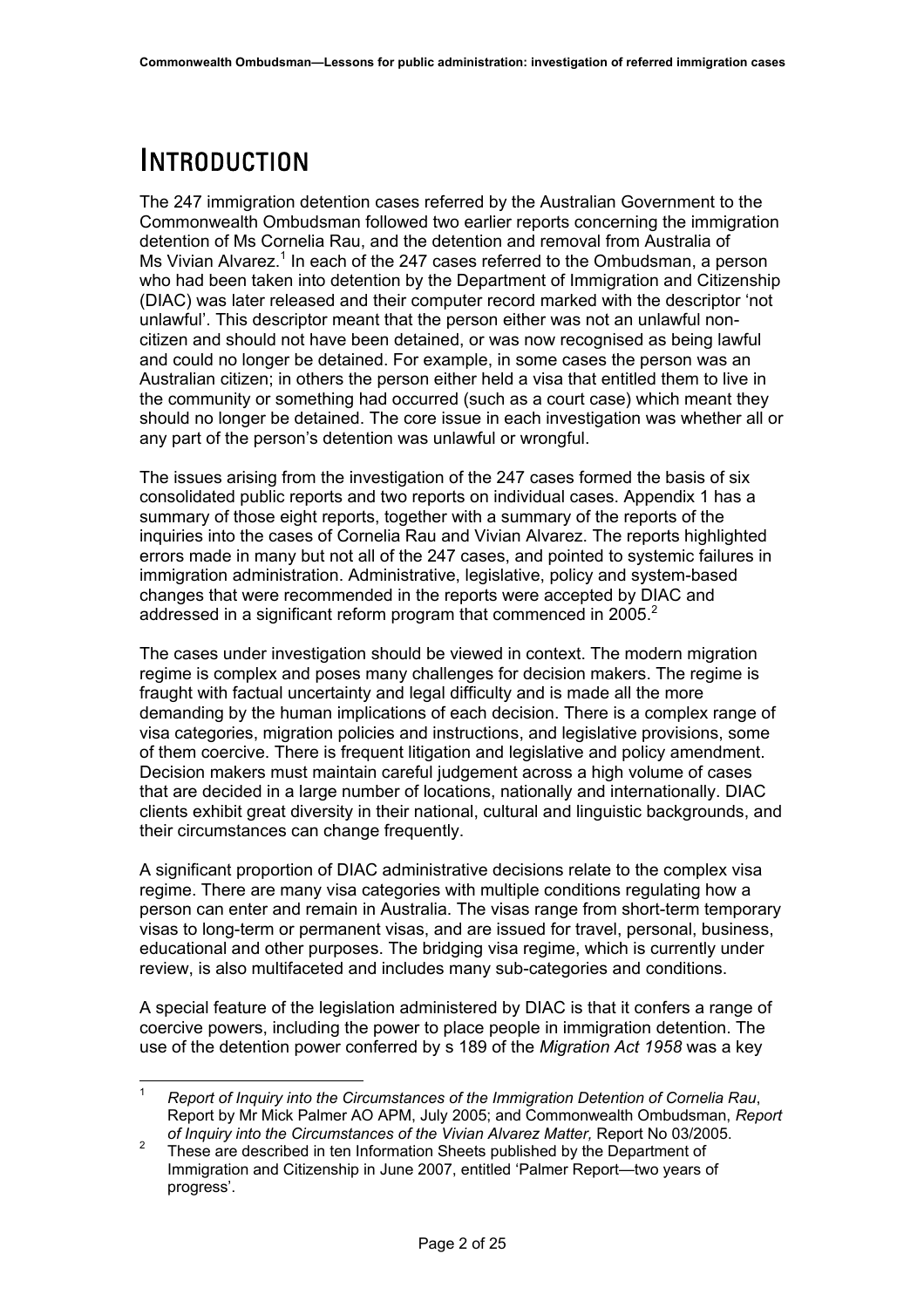# INTRODUCTION

The 247 immigration detention cases referred by the Australian Government to the Commonwealth Ombudsman followed two earlier reports concerning the immigration detention of Ms Cornelia Rau, and the detention and removal from Australia of Ms Vivian Alvarez.[1] In each of the 247 cases referred to the Ombudsman, a person who had been taken into detention by the Department of Immigration and Citizenship (DIAC) was later released and their computer record marked with the descriptor 'not unlawful'. This descriptor meant that the person either was not an unlawful non-citizen and should not have been detained, or was now recognised as being lawful and could no longer be detained. For example, in some cases the person was an Australian citizen; in others the person either held a visa that entitled them to live in the community or something had occurred (such as a court case) which meant they should no longer be detained. The core issue in each investigation was whether all or any part of the person's detention was unlawful or wrongful.

The issues arising from the investigation of the 247 cases formed the basis of six consolidated public reports and two reports on individual cases. Appendix 1 has a summary of those eight reports, together with a summary of the reports of the inquiries into the cases of Cornelia Rau and Vivian Alvarez. The reports highlighted errors made in many but not all of the 247 cases, and pointed to systemic failures in immigration administration. Administrative, legislative, policy and system-based changes that were recommended in the reports were accepted by DIAC and addressed in a significant reform program that commenced in 2005.[2]

The cases under investigation should be viewed in context. The modern migration regime is complex and poses many challenges for decision makers. The regime is fraught with factual uncertainty and legal difficulty and is made all the more demanding by the human implications of each decision. There is a complex range of visa categories, migration policies and instructions, and legislative provisions, some of them coercive. There is frequent litigation and legislative and policy amendment. Decision makers must maintain careful judgement across a high volume of cases that are decided in a large number of locations, nationally and internationally. DIAC clients exhibit great diversity in their national, cultural and linguistic backgrounds, and their circumstances can change frequently.

A significant proportion of DIAC administrative decisions relate to the complex visa regime. There are many visa categories with multiple conditions regulating how a person can enter and remain in Australia. The visas range from short-term temporary visas to long-term or permanent visas, and are issued for travel, personal, business, educational and other purposes. The bridging visa regime, which is currently under review, is also multifaceted and includes many sub-categories and conditions.

A special feature of the legislation administered by DIAC is that it confers a range of coercive powers, including the power to place people in immigration detention. The use of the detention power conferred by s 189 of the *Migration Act 1958* was a key

---

[1] *Report of Inquiry into the Circumstances of the Immigration Detention of Cornelia Rau*, Report by Mr Mick Palmer AO APM, July 2005; and Commonwealth Ombudsman, *Report of Inquiry into the Circumstances of the Vivian Alvarez Matter,* Report No 03/2005.

[2] These are described in ten Information Sheets published by the Department of Immigration and Citizenship in June 2007, entitled 'Palmer Report—two years of progress'.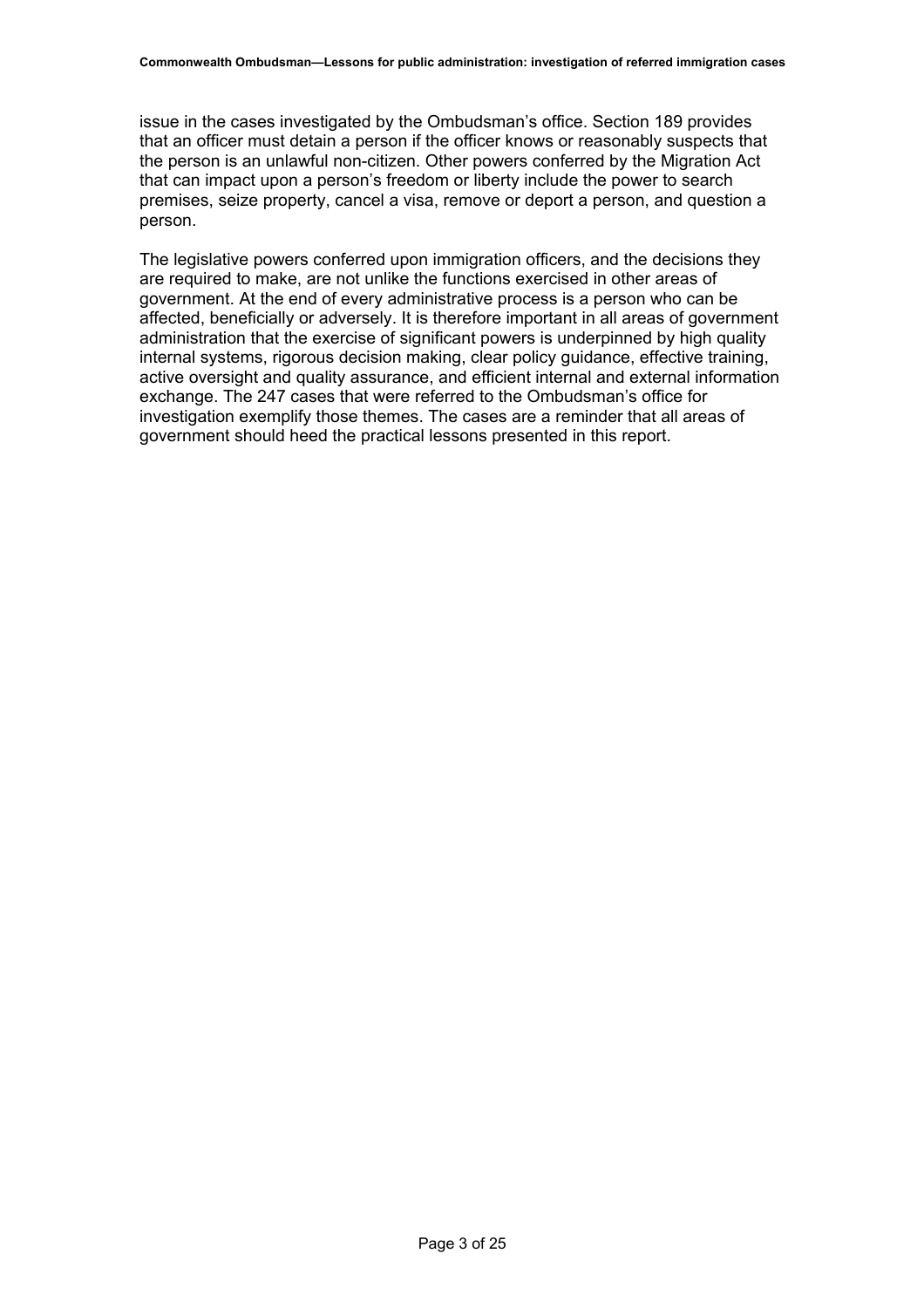issue in the cases investigated by the Ombudsman's office. Section 189 provides that an officer must detain a person if the officer knows or reasonably suspects that the person is an unlawful non-citizen. Other powers conferred by the Migration Act that can impact upon a person's freedom or liberty include the power to search premises, seize property, cancel a visa, remove or deport a person, and question a person.

The legislative powers conferred upon immigration officers, and the decisions they are required to make, are not unlike the functions exercised in other areas of government. At the end of every administrative process is a person who can be affected, beneficially or adversely. It is therefore important in all areas of government administration that the exercise of significant powers is underpinned by high quality internal systems, rigorous decision making, clear policy guidance, effective training, active oversight and quality assurance, and efficient internal and external information exchange. The 247 cases that were referred to the Ombudsman's office for investigation exemplify those themes. The cases are a reminder that all areas of government should heed the practical lessons presented in this report.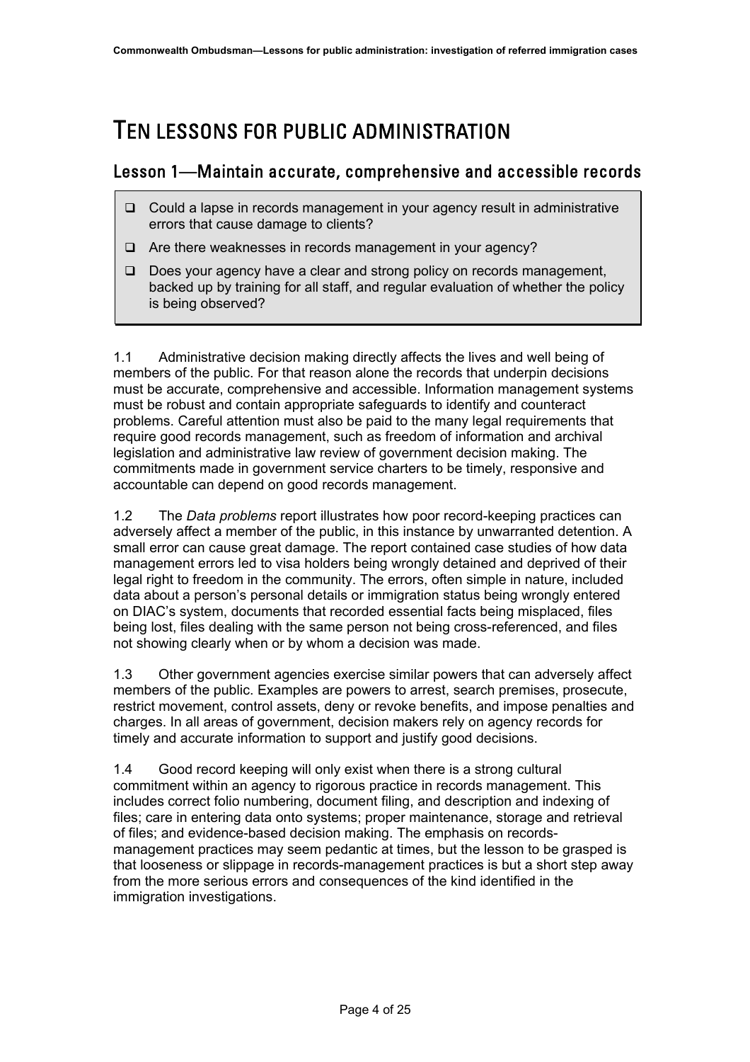# TEN LESSONS FOR PUBLIC ADMINISTRATION

## Lesson 1—Maintain accurate, comprehensive and accessible records

- ❑ Could a lapse in records management in your agency result in administrative errors that cause damage to clients?
- ❑ Are there weaknesses in records management in your agency?
- ❑ Does your agency have a clear and strong policy on records management, backed up by training for all staff, and regular evaluation of whether the policy is being observed?

1.1 Administrative decision making directly affects the lives and well being of members of the public. For that reason alone the records that underpin decisions must be accurate, comprehensive and accessible. Information management systems must be robust and contain appropriate safeguards to identify and counteract problems. Careful attention must also be paid to the many legal requirements that require good records management, such as freedom of information and archival legislation and administrative law review of government decision making. The commitments made in government service charters to be timely, responsive and accountable can depend on good records management.

1.2 The *Data problems* report illustrates how poor record-keeping practices can adversely affect a member of the public, in this instance by unwarranted detention. A small error can cause great damage. The report contained case studies of how data management errors led to visa holders being wrongly detained and deprived of their legal right to freedom in the community. The errors, often simple in nature, included data about a person's personal details or immigration status being wrongly entered on DIAC's system, documents that recorded essential facts being misplaced, files being lost, files dealing with the same person not being cross-referenced, and files not showing clearly when or by whom a decision was made.

1.3 Other government agencies exercise similar powers that can adversely affect members of the public. Examples are powers to arrest, search premises, prosecute, restrict movement, control assets, deny or revoke benefits, and impose penalties and charges. In all areas of government, decision makers rely on agency records for timely and accurate information to support and justify good decisions.

1.4 Good record keeping will only exist when there is a strong cultural commitment within an agency to rigorous practice in records management. This includes correct folio numbering, document filing, and description and indexing of files; care in entering data onto systems; proper maintenance, storage and retrieval of files; and evidence-based decision making. The emphasis on records-management practices may seem pedantic at times, but the lesson to be grasped is that looseness or slippage in records-management practices is but a short step away from the more serious errors and consequences of the kind identified in the immigration investigations.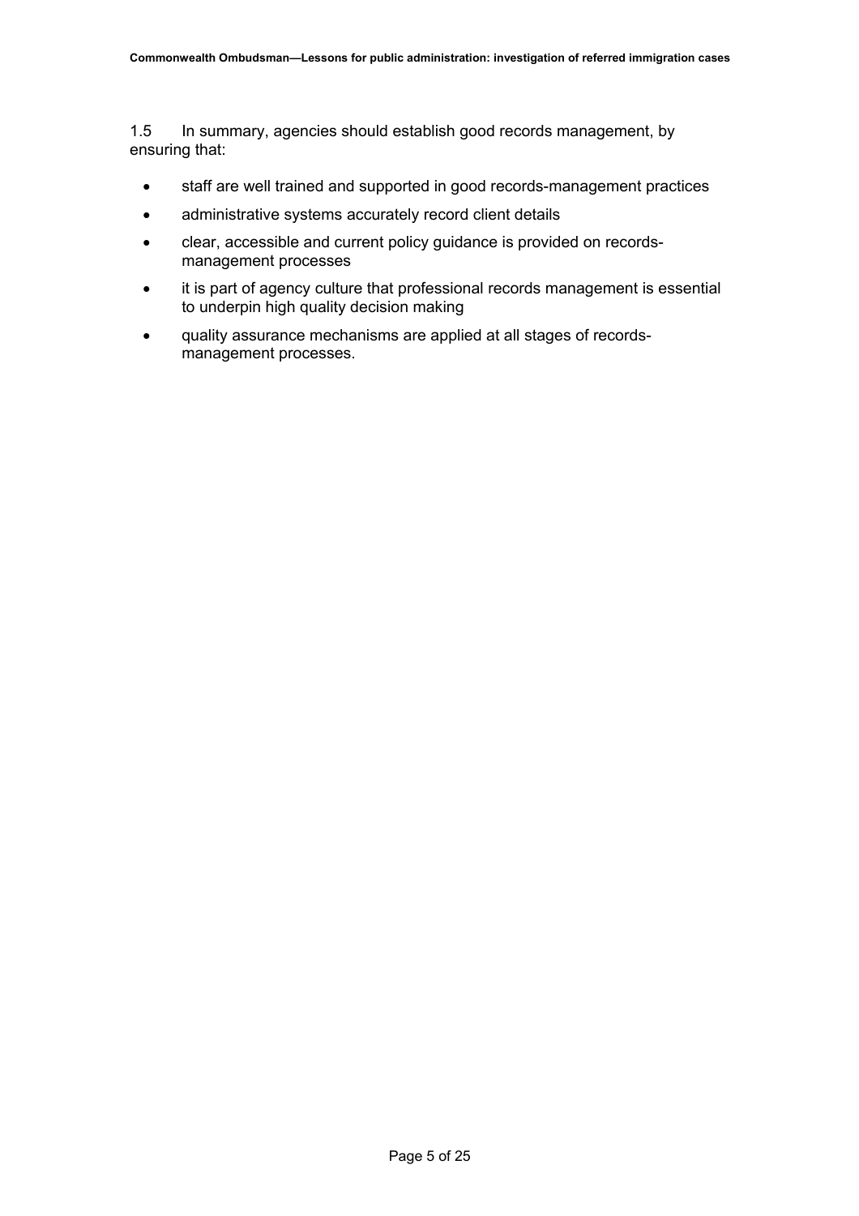1.5 In summary, agencies should establish good records management, by ensuring that:

- staff are well trained and supported in good records-management practices
- administrative systems accurately record client details
- clear, accessible and current policy guidance is provided on records-management processes
- it is part of agency culture that professional records management is essential to underpin high quality decision making
- quality assurance mechanisms are applied at all stages of records-management processes.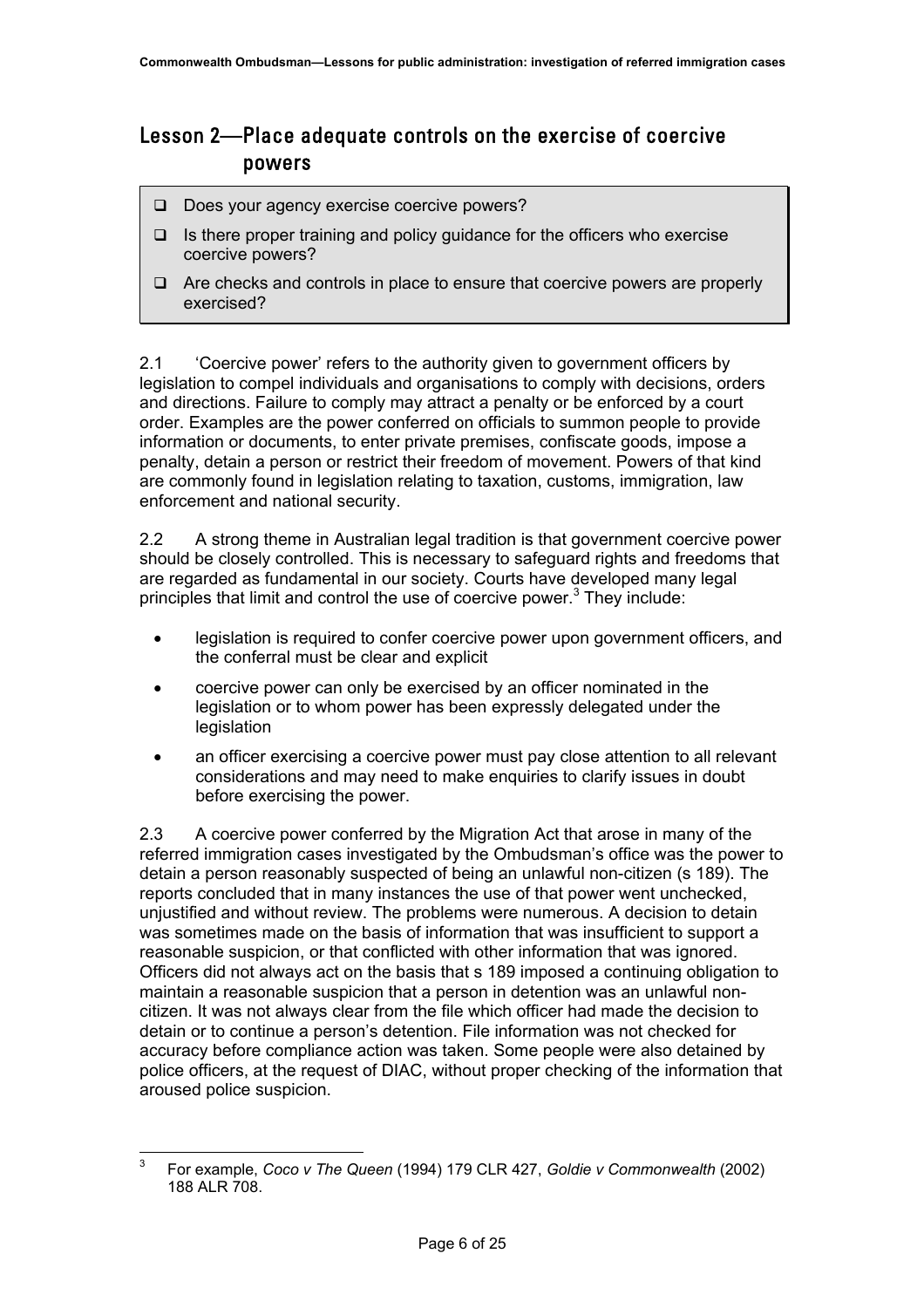## Lesson 2—Place adequate controls on the exercise of coercive powers

- ❑ Does your agency exercise coercive powers?
- ❑ Is there proper training and policy guidance for the officers who exercise coercive powers?
- ❑ Are checks and controls in place to ensure that coercive powers are properly exercised?

2.1 'Coercive power' refers to the authority given to government officers by legislation to compel individuals and organisations to comply with decisions, orders and directions. Failure to comply may attract a penalty or be enforced by a court order. Examples are the power conferred on officials to summon people to provide information or documents, to enter private premises, confiscate goods, impose a penalty, detain a person or restrict their freedom of movement. Powers of that kind are commonly found in legislation relating to taxation, customs, immigration, law enforcement and national security.

2.2 A strong theme in Australian legal tradition is that government coercive power should be closely controlled. This is necessary to safeguard rights and freedoms that are regarded as fundamental in our society. Courts have developed many legal principles that limit and control the use of coercive power.[3] They include:

- legislation is required to confer coercive power upon government officers, and the conferral must be clear and explicit
- coercive power can only be exercised by an officer nominated in the legislation or to whom power has been expressly delegated under the legislation
- an officer exercising a coercive power must pay close attention to all relevant considerations and may need to make enquiries to clarify issues in doubt before exercising the power.

2.3 A coercive power conferred by the Migration Act that arose in many of the referred immigration cases investigated by the Ombudsman's office was the power to detain a person reasonably suspected of being an unlawful non-citizen (s 189). The reports concluded that in many instances the use of that power went unchecked, unjustified and without review. The problems were numerous. A decision to detain was sometimes made on the basis of information that was insufficient to support a reasonable suspicion, or that conflicted with other information that was ignored. Officers did not always act on the basis that s 189 imposed a continuing obligation to maintain a reasonable suspicion that a person in detention was an unlawful non-citizen. It was not always clear from the file which officer had made the decision to detain or to continue a person's detention. File information was not checked for accuracy before compliance action was taken. Some people were also detained by police officers, at the request of DIAC, without proper checking of the information that aroused police suspicion.

[3] For example, *Coco v The Queen* (1994) 179 CLR 427, *Goldie v Commonwealth* (2002) 188 ALR 708.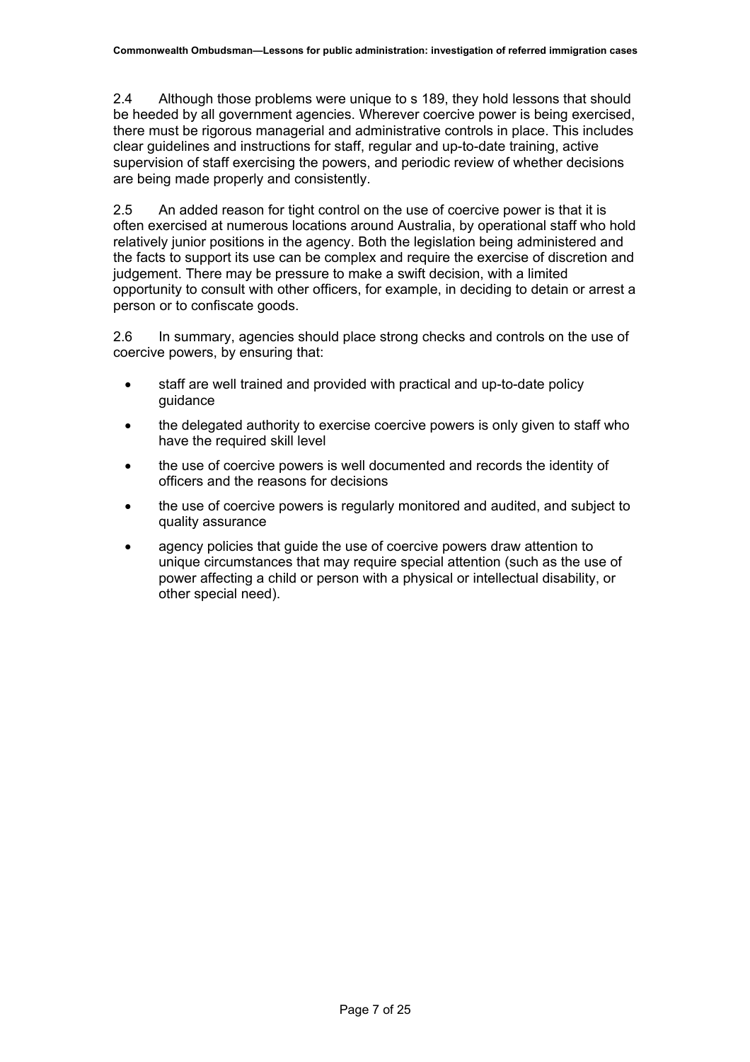2.4 Although those problems were unique to s 189, they hold lessons that should be heeded by all government agencies. Wherever coercive power is being exercised, there must be rigorous managerial and administrative controls in place. This includes clear guidelines and instructions for staff, regular and up-to-date training, active supervision of staff exercising the powers, and periodic review of whether decisions are being made properly and consistently.

2.5 An added reason for tight control on the use of coercive power is that it is often exercised at numerous locations around Australia, by operational staff who hold relatively junior positions in the agency. Both the legislation being administered and the facts to support its use can be complex and require the exercise of discretion and judgement. There may be pressure to make a swift decision, with a limited opportunity to consult with other officers, for example, in deciding to detain or arrest a person or to confiscate goods.

2.6 In summary, agencies should place strong checks and controls on the use of coercive powers, by ensuring that:

- staff are well trained and provided with practical and up-to-date policy guidance
- the delegated authority to exercise coercive powers is only given to staff who have the required skill level
- the use of coercive powers is well documented and records the identity of officers and the reasons for decisions
- the use of coercive powers is regularly monitored and audited, and subject to quality assurance
- agency policies that guide the use of coercive powers draw attention to unique circumstances that may require special attention (such as the use of power affecting a child or person with a physical or intellectual disability, or other special need).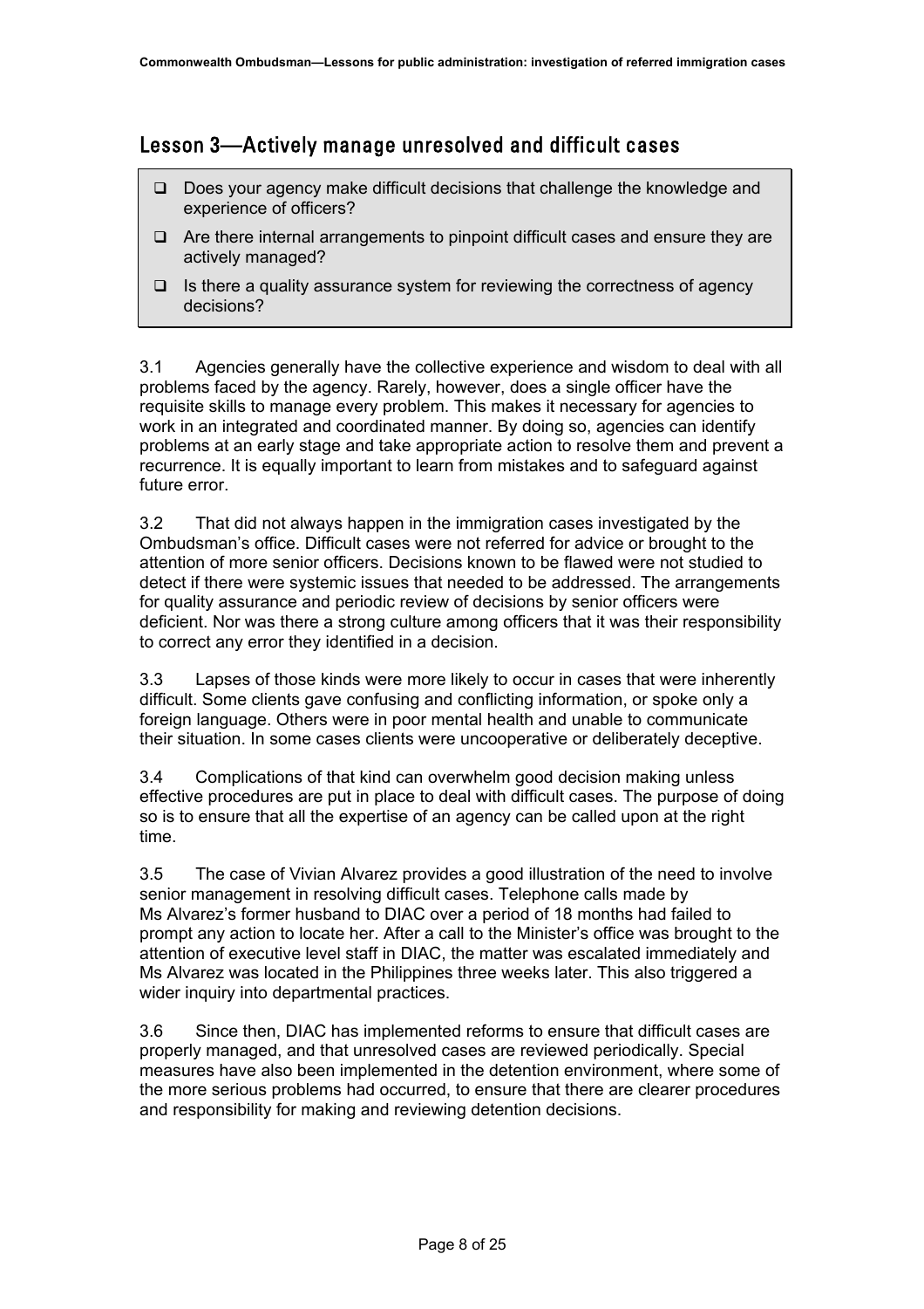## Lesson 3—Actively manage unresolved and difficult cases

- ❑ Does your agency make difficult decisions that challenge the knowledge and experience of officers?
- ❑ Are there internal arrangements to pinpoint difficult cases and ensure they are actively managed?
- ❑ Is there a quality assurance system for reviewing the correctness of agency decisions?

3.1 Agencies generally have the collective experience and wisdom to deal with all problems faced by the agency. Rarely, however, does a single officer have the requisite skills to manage every problem. This makes it necessary for agencies to work in an integrated and coordinated manner. By doing so, agencies can identify problems at an early stage and take appropriate action to resolve them and prevent a recurrence. It is equally important to learn from mistakes and to safeguard against future error.

3.2 That did not always happen in the immigration cases investigated by the Ombudsman's office. Difficult cases were not referred for advice or brought to the attention of more senior officers. Decisions known to be flawed were not studied to detect if there were systemic issues that needed to be addressed. The arrangements for quality assurance and periodic review of decisions by senior officers were deficient. Nor was there a strong culture among officers that it was their responsibility to correct any error they identified in a decision.

3.3 Lapses of those kinds were more likely to occur in cases that were inherently difficult. Some clients gave confusing and conflicting information, or spoke only a foreign language. Others were in poor mental health and unable to communicate their situation. In some cases clients were uncooperative or deliberately deceptive.

3.4 Complications of that kind can overwhelm good decision making unless effective procedures are put in place to deal with difficult cases. The purpose of doing so is to ensure that all the expertise of an agency can be called upon at the right time.

3.5 The case of Vivian Alvarez provides a good illustration of the need to involve senior management in resolving difficult cases. Telephone calls made by Ms Alvarez's former husband to DIAC over a period of 18 months had failed to prompt any action to locate her. After a call to the Minister's office was brought to the attention of executive level staff in DIAC, the matter was escalated immediately and Ms Alvarez was located in the Philippines three weeks later. This also triggered a wider inquiry into departmental practices.

3.6 Since then, DIAC has implemented reforms to ensure that difficult cases are properly managed, and that unresolved cases are reviewed periodically. Special measures have also been implemented in the detention environment, where some of the more serious problems had occurred, to ensure that there are clearer procedures and responsibility for making and reviewing detention decisions.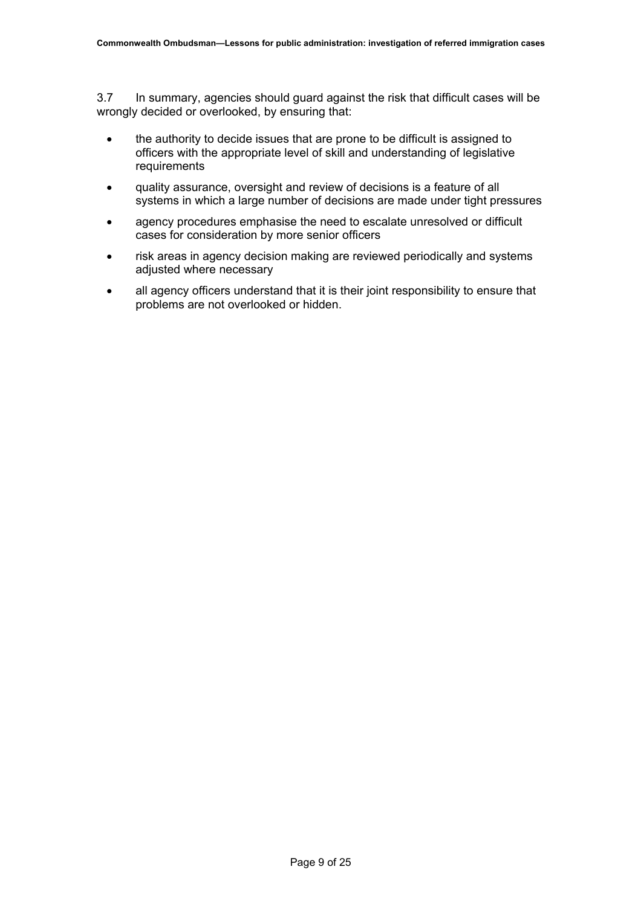3.7 In summary, agencies should guard against the risk that difficult cases will be wrongly decided or overlooked, by ensuring that:

- the authority to decide issues that are prone to be difficult is assigned to officers with the appropriate level of skill and understanding of legislative requirements
- quality assurance, oversight and review of decisions is a feature of all systems in which a large number of decisions are made under tight pressures
- agency procedures emphasise the need to escalate unresolved or difficult cases for consideration by more senior officers
- risk areas in agency decision making are reviewed periodically and systems adjusted where necessary
- all agency officers understand that it is their joint responsibility to ensure that problems are not overlooked or hidden.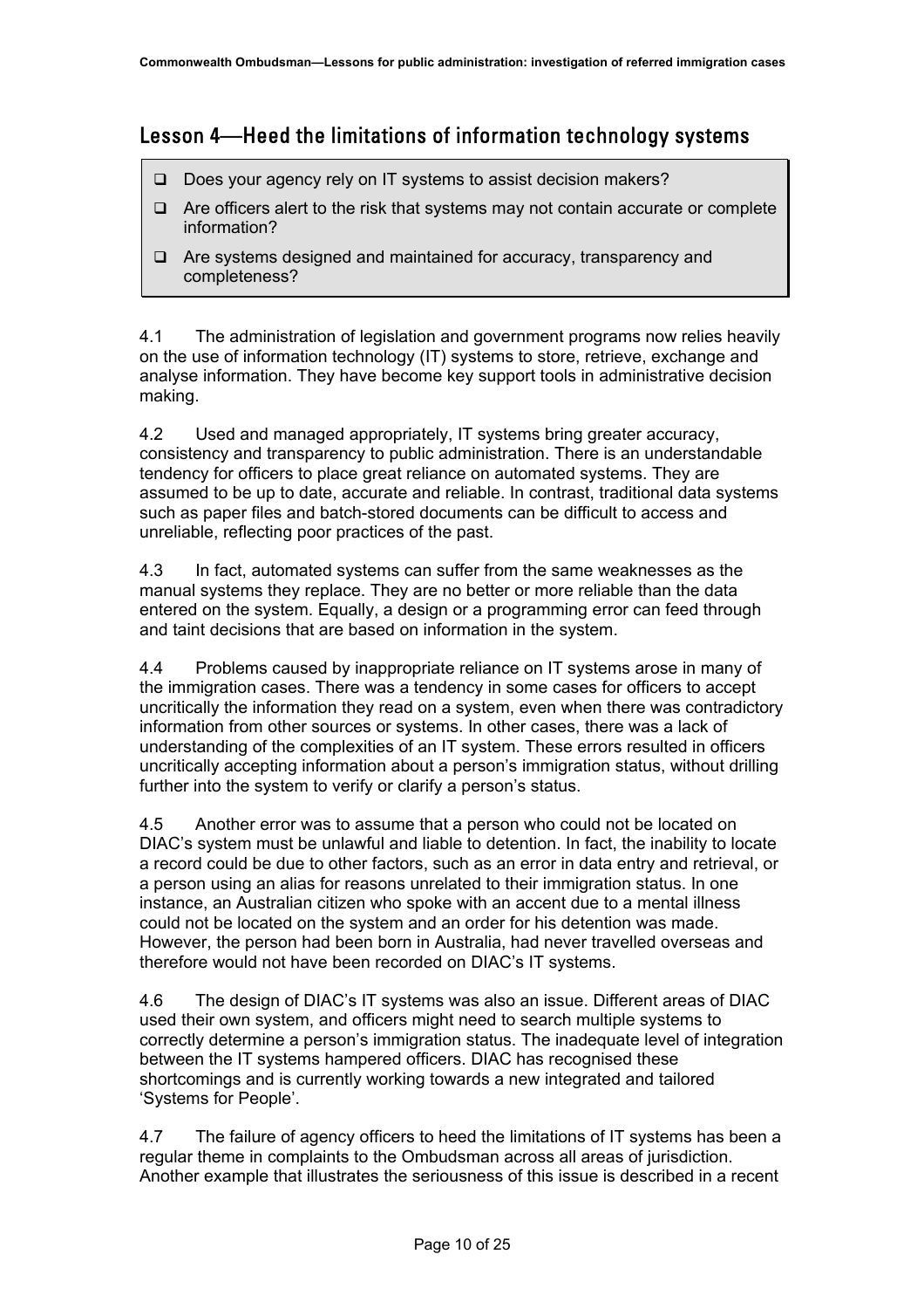## Lesson 4—Heed the limitations of information technology systems

- ❑ Does your agency rely on IT systems to assist decision makers?
- ❑ Are officers alert to the risk that systems may not contain accurate or complete information?
- ❑ Are systems designed and maintained for accuracy, transparency and completeness?

4.1 The administration of legislation and government programs now relies heavily on the use of information technology (IT) systems to store, retrieve, exchange and analyse information. They have become key support tools in administrative decision making.

4.2 Used and managed appropriately, IT systems bring greater accuracy, consistency and transparency to public administration. There is an understandable tendency for officers to place great reliance on automated systems. They are assumed to be up to date, accurate and reliable. In contrast, traditional data systems such as paper files and batch-stored documents can be difficult to access and unreliable, reflecting poor practices of the past.

4.3 In fact, automated systems can suffer from the same weaknesses as the manual systems they replace. They are no better or more reliable than the data entered on the system. Equally, a design or a programming error can feed through and taint decisions that are based on information in the system.

4.4 Problems caused by inappropriate reliance on IT systems arose in many of the immigration cases. There was a tendency in some cases for officers to accept uncritically the information they read on a system, even when there was contradictory information from other sources or systems. In other cases, there was a lack of understanding of the complexities of an IT system. These errors resulted in officers uncritically accepting information about a person's immigration status, without drilling further into the system to verify or clarify a person's status.

4.5 Another error was to assume that a person who could not be located on DIAC's system must be unlawful and liable to detention. In fact, the inability to locate a record could be due to other factors, such as an error in data entry and retrieval, or a person using an alias for reasons unrelated to their immigration status. In one instance, an Australian citizen who spoke with an accent due to a mental illness could not be located on the system and an order for his detention was made. However, the person had been born in Australia, had never travelled overseas and therefore would not have been recorded on DIAC's IT systems.

4.6 The design of DIAC's IT systems was also an issue. Different areas of DIAC used their own system, and officers might need to search multiple systems to correctly determine a person's immigration status. The inadequate level of integration between the IT systems hampered officers. DIAC has recognised these shortcomings and is currently working towards a new integrated and tailored 'Systems for People'.

4.7 The failure of agency officers to heed the limitations of IT systems has been a regular theme in complaints to the Ombudsman across all areas of jurisdiction. Another example that illustrates the seriousness of this issue is described in a recent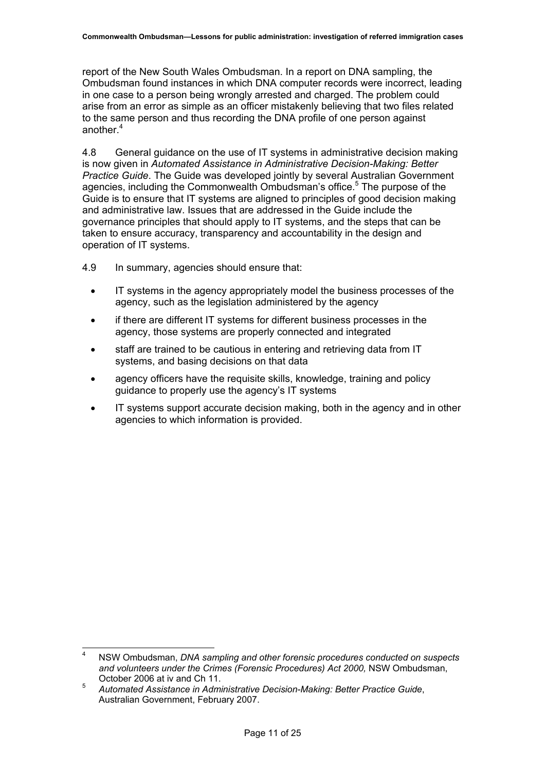report of the New South Wales Ombudsman. In a report on DNA sampling, the Ombudsman found instances in which DNA computer records were incorrect, leading in one case to a person being wrongly arrested and charged. The problem could arise from an error as simple as an officer mistakenly believing that two files related to the same person and thus recording the DNA profile of one person against another.[4]

4.8 General guidance on the use of IT systems in administrative decision making is now given in *Automated Assistance in Administrative Decision-Making: Better Practice Guide*. The Guide was developed jointly by several Australian Government agencies, including the Commonwealth Ombudsman's office.[5] The purpose of the Guide is to ensure that IT systems are aligned to principles of good decision making and administrative law. Issues that are addressed in the Guide include the governance principles that should apply to IT systems, and the steps that can be taken to ensure accuracy, transparency and accountability in the design and operation of IT systems.

4.9 In summary, agencies should ensure that:

- IT systems in the agency appropriately model the business processes of the agency, such as the legislation administered by the agency
- if there are different IT systems for different business processes in the agency, those systems are properly connected and integrated
- staff are trained to be cautious in entering and retrieving data from IT systems, and basing decisions on that data
- agency officers have the requisite skills, knowledge, training and policy guidance to properly use the agency's IT systems
- IT systems support accurate decision making, both in the agency and in other agencies to which information is provided.

---

[4] NSW Ombudsman, *DNA sampling and other forensic procedures conducted on suspects and volunteers under the Crimes (Forensic Procedures) Act 2000,* NSW Ombudsman, October 2006 at iv and Ch 11.

[5] *Automated Assistance in Administrative Decision-Making: Better Practice Guide*, Australian Government, February 2007.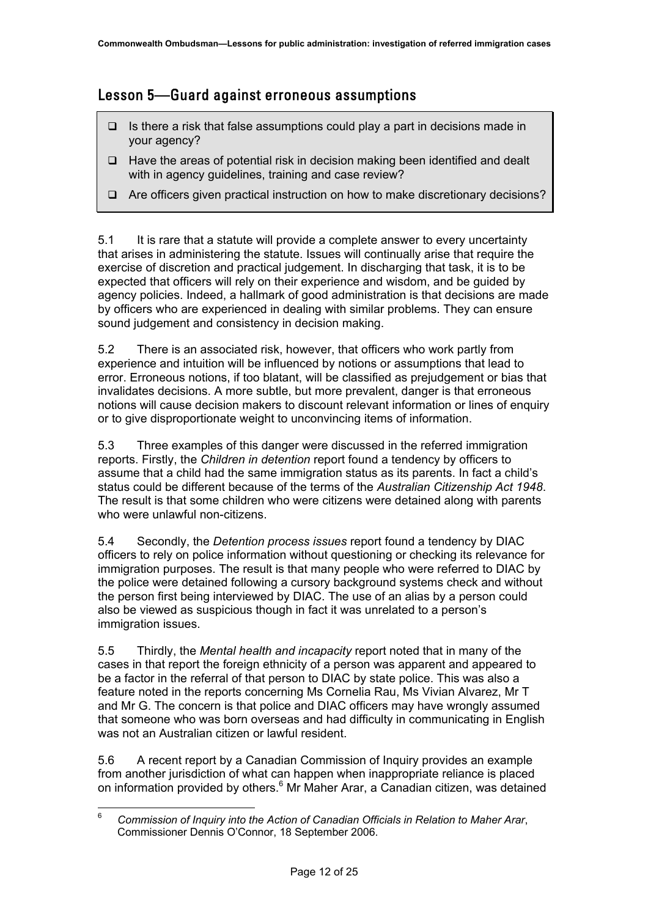## Lesson 5—Guard against erroneous assumptions

- ❑ Is there a risk that false assumptions could play a part in decisions made in your agency?
- ❑ Have the areas of potential risk in decision making been identified and dealt with in agency guidelines, training and case review?
- ❑ Are officers given practical instruction on how to make discretionary decisions?

5.1 It is rare that a statute will provide a complete answer to every uncertainty that arises in administering the statute. Issues will continually arise that require the exercise of discretion and practical judgement. In discharging that task, it is to be expected that officers will rely on their experience and wisdom, and be guided by agency policies. Indeed, a hallmark of good administration is that decisions are made by officers who are experienced in dealing with similar problems. They can ensure sound judgement and consistency in decision making.

5.2 There is an associated risk, however, that officers who work partly from experience and intuition will be influenced by notions or assumptions that lead to error. Erroneous notions, if too blatant, will be classified as prejudgement or bias that invalidates decisions. A more subtle, but more prevalent, danger is that erroneous notions will cause decision makers to discount relevant information or lines of enquiry or to give disproportionate weight to unconvincing items of information.

5.3 Three examples of this danger were discussed in the referred immigration reports. Firstly, the *Children in detention* report found a tendency by officers to assume that a child had the same immigration status as its parents. In fact a child's status could be different because of the terms of the *Australian Citizenship Act 1948*. The result is that some children who were citizens were detained along with parents who were unlawful non-citizens.

5.4 Secondly, the *Detention process issues* report found a tendency by DIAC officers to rely on police information without questioning or checking its relevance for immigration purposes. The result is that many people who were referred to DIAC by the police were detained following a cursory background systems check and without the person first being interviewed by DIAC. The use of an alias by a person could also be viewed as suspicious though in fact it was unrelated to a person's immigration issues.

5.5 Thirdly, the *Mental health and incapacity* report noted that in many of the cases in that report the foreign ethnicity of a person was apparent and appeared to be a factor in the referral of that person to DIAC by state police. This was also a feature noted in the reports concerning Ms Cornelia Rau, Ms Vivian Alvarez, Mr T and Mr G. The concern is that police and DIAC officers may have wrongly assumed that someone who was born overseas and had difficulty in communicating in English was not an Australian citizen or lawful resident.

5.6 A recent report by a Canadian Commission of Inquiry provides an example from another jurisdiction of what can happen when inappropriate reliance is placed on information provided by others.[6] Mr Maher Arar, a Canadian citizen, was detained

[6] *Commission of Inquiry into the Action of Canadian Officials in Relation to Maher Arar*, Commissioner Dennis O'Connor, 18 September 2006.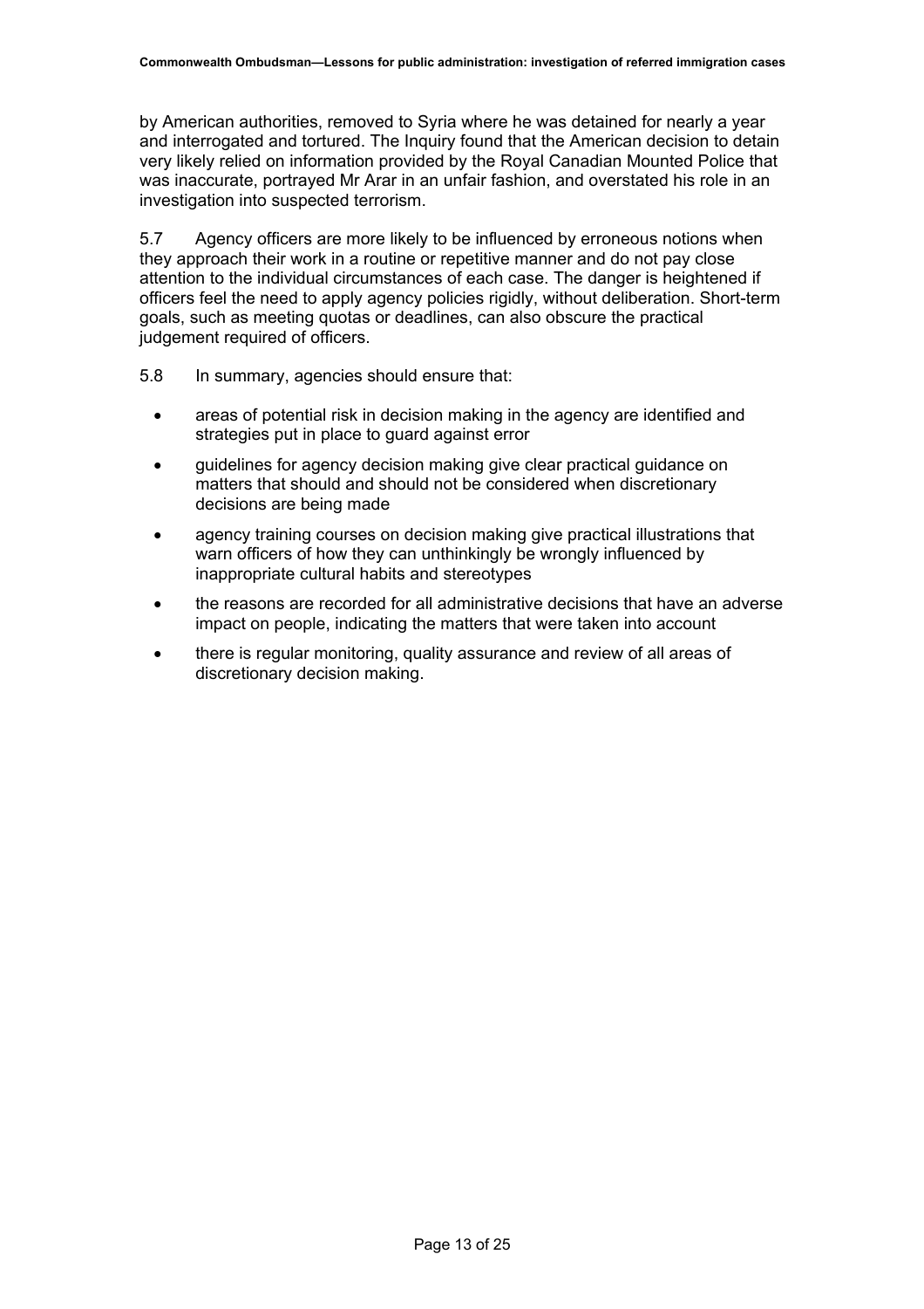by American authorities, removed to Syria where he was detained for nearly a year and interrogated and tortured. The Inquiry found that the American decision to detain very likely relied on information provided by the Royal Canadian Mounted Police that was inaccurate, portrayed Mr Arar in an unfair fashion, and overstated his role in an investigation into suspected terrorism.

5.7 Agency officers are more likely to be influenced by erroneous notions when they approach their work in a routine or repetitive manner and do not pay close attention to the individual circumstances of each case. The danger is heightened if officers feel the need to apply agency policies rigidly, without deliberation. Short-term goals, such as meeting quotas or deadlines, can also obscure the practical judgement required of officers.

5.8 In summary, agencies should ensure that:

- areas of potential risk in decision making in the agency are identified and strategies put in place to guard against error
- guidelines for agency decision making give clear practical guidance on matters that should and should not be considered when discretionary decisions are being made
- agency training courses on decision making give practical illustrations that warn officers of how they can unthinkingly be wrongly influenced by inappropriate cultural habits and stereotypes
- the reasons are recorded for all administrative decisions that have an adverse impact on people, indicating the matters that were taken into account
- there is regular monitoring, quality assurance and review of all areas of discretionary decision making.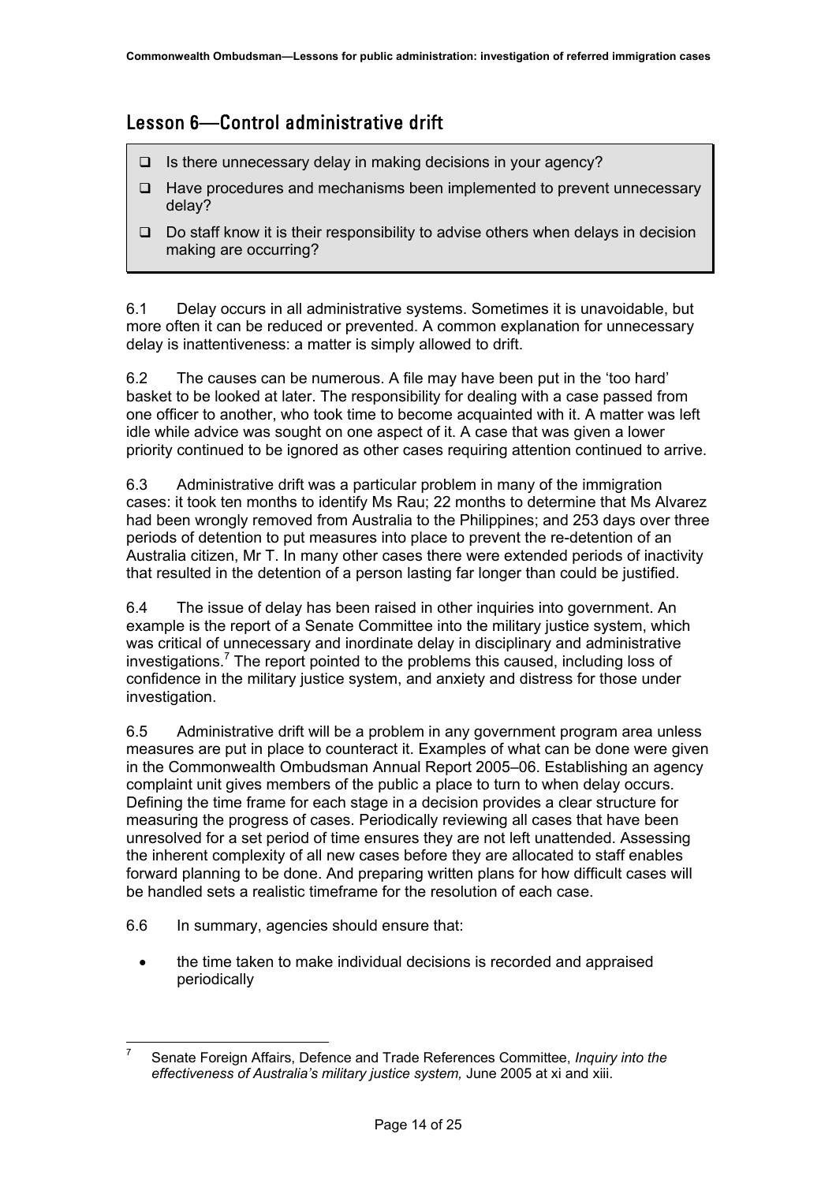## Lesson 6—Control administrative drift

- ❑ Is there unnecessary delay in making decisions in your agency?
- ❑ Have procedures and mechanisms been implemented to prevent unnecessary delay?
- ❑ Do staff know it is their responsibility to advise others when delays in decision making are occurring?

6.1 Delay occurs in all administrative systems. Sometimes it is unavoidable, but more often it can be reduced or prevented. A common explanation for unnecessary delay is inattentiveness: a matter is simply allowed to drift.

6.2 The causes can be numerous. A file may have been put in the 'too hard' basket to be looked at later. The responsibility for dealing with a case passed from one officer to another, who took time to become acquainted with it. A matter was left idle while advice was sought on one aspect of it. A case that was given a lower priority continued to be ignored as other cases requiring attention continued to arrive.

6.3 Administrative drift was a particular problem in many of the immigration cases: it took ten months to identify Ms Rau; 22 months to determine that Ms Alvarez had been wrongly removed from Australia to the Philippines; and 253 days over three periods of detention to put measures into place to prevent the re-detention of an Australia citizen, Mr T. In many other cases there were extended periods of inactivity that resulted in the detention of a person lasting far longer than could be justified.

6.4 The issue of delay has been raised in other inquiries into government. An example is the report of a Senate Committee into the military justice system, which was critical of unnecessary and inordinate delay in disciplinary and administrative investigations.[7] The report pointed to the problems this caused, including loss of confidence in the military justice system, and anxiety and distress for those under investigation.

6.5 Administrative drift will be a problem in any government program area unless measures are put in place to counteract it. Examples of what can be done were given in the Commonwealth Ombudsman Annual Report 2005–06. Establishing an agency complaint unit gives members of the public a place to turn to when delay occurs. Defining the time frame for each stage in a decision provides a clear structure for measuring the progress of cases. Periodically reviewing all cases that have been unresolved for a set period of time ensures they are not left unattended. Assessing the inherent complexity of all new cases before they are allocated to staff enables forward planning to be done. And preparing written plans for how difficult cases will be handled sets a realistic timeframe for the resolution of each case.

6.6 In summary, agencies should ensure that:

- the time taken to make individual decisions is recorded and appraised periodically

---

[7] Senate Foreign Affairs, Defence and Trade References Committee, *Inquiry into the effectiveness of Australia's military justice system,* June 2005 at xi and xiii.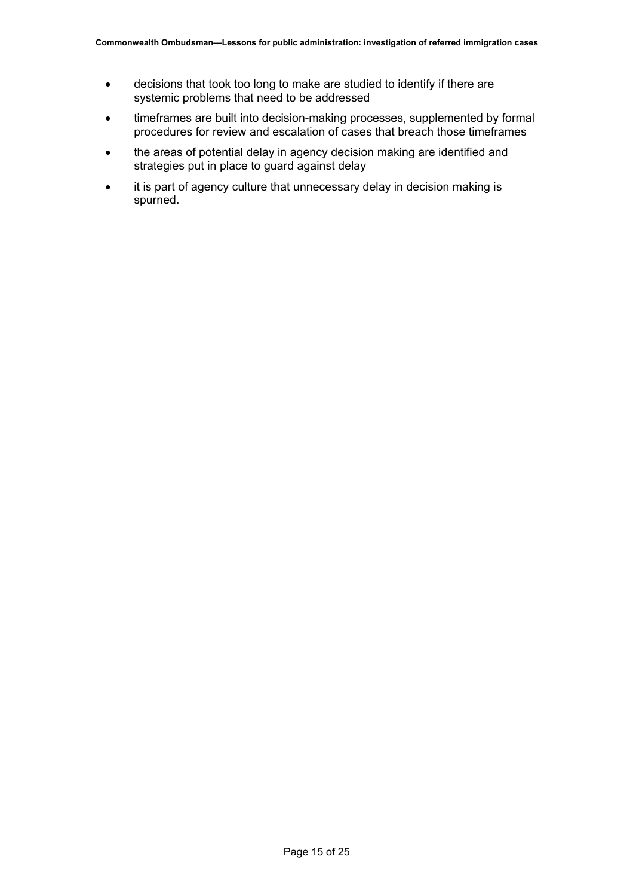- decisions that took too long to make are studied to identify if there are systemic problems that need to be addressed
- timeframes are built into decision-making processes, supplemented by formal procedures for review and escalation of cases that breach those timeframes
- the areas of potential delay in agency decision making are identified and strategies put in place to guard against delay
- it is part of agency culture that unnecessary delay in decision making is spurned.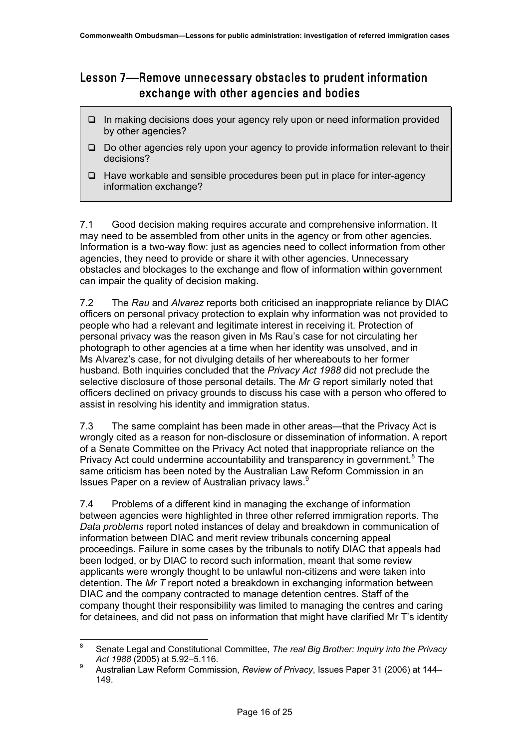## Lesson 7—Remove unnecessary obstacles to prudent information exchange with other agencies and bodies

- ❑ In making decisions does your agency rely upon or need information provided by other agencies?
- ❑ Do other agencies rely upon your agency to provide information relevant to their decisions?
- ❑ Have workable and sensible procedures been put in place for inter-agency information exchange?

7.1 Good decision making requires accurate and comprehensive information. It may need to be assembled from other units in the agency or from other agencies. Information is a two-way flow: just as agencies need to collect information from other agencies, they need to provide or share it with other agencies. Unnecessary obstacles and blockages to the exchange and flow of information within government can impair the quality of decision making.

7.2 The *Rau* and *Alvarez* reports both criticised an inappropriate reliance by DIAC officers on personal privacy protection to explain why information was not provided to people who had a relevant and legitimate interest in receiving it. Protection of personal privacy was the reason given in Ms Rau's case for not circulating her photograph to other agencies at a time when her identity was unsolved, and in Ms Alvarez's case, for not divulging details of her whereabouts to her former husband. Both inquiries concluded that the *Privacy Act 1988* did not preclude the selective disclosure of those personal details. The *Mr G* report similarly noted that officers declined on privacy grounds to discuss his case with a person who offered to assist in resolving his identity and immigration status.

7.3 The same complaint has been made in other areas—that the Privacy Act is wrongly cited as a reason for non-disclosure or dissemination of information. A report of a Senate Committee on the Privacy Act noted that inappropriate reliance on the Privacy Act could undermine accountability and transparency in government.[8] The same criticism has been noted by the Australian Law Reform Commission in an Issues Paper on a review of Australian privacy laws.[9]

7.4 Problems of a different kind in managing the exchange of information between agencies were highlighted in three other referred immigration reports. The *Data problems* report noted instances of delay and breakdown in communication of information between DIAC and merit review tribunals concerning appeal proceedings. Failure in some cases by the tribunals to notify DIAC that appeals had been lodged, or by DIAC to record such information, meant that some review applicants were wrongly thought to be unlawful non-citizens and were taken into detention. The *Mr T* report noted a breakdown in exchanging information between DIAC and the company contracted to manage detention centres. Staff of the company thought their responsibility was limited to managing the centres and caring for detainees, and did not pass on information that might have clarified Mr T's identity

---

[8] Senate Legal and Constitutional Committee, *The real Big Brother: Inquiry into the Privacy Act 1988* (2005) at 5.92–5.116.

[9] Australian Law Reform Commission, *Review of Privacy*, Issues Paper 31 (2006) at 144–149.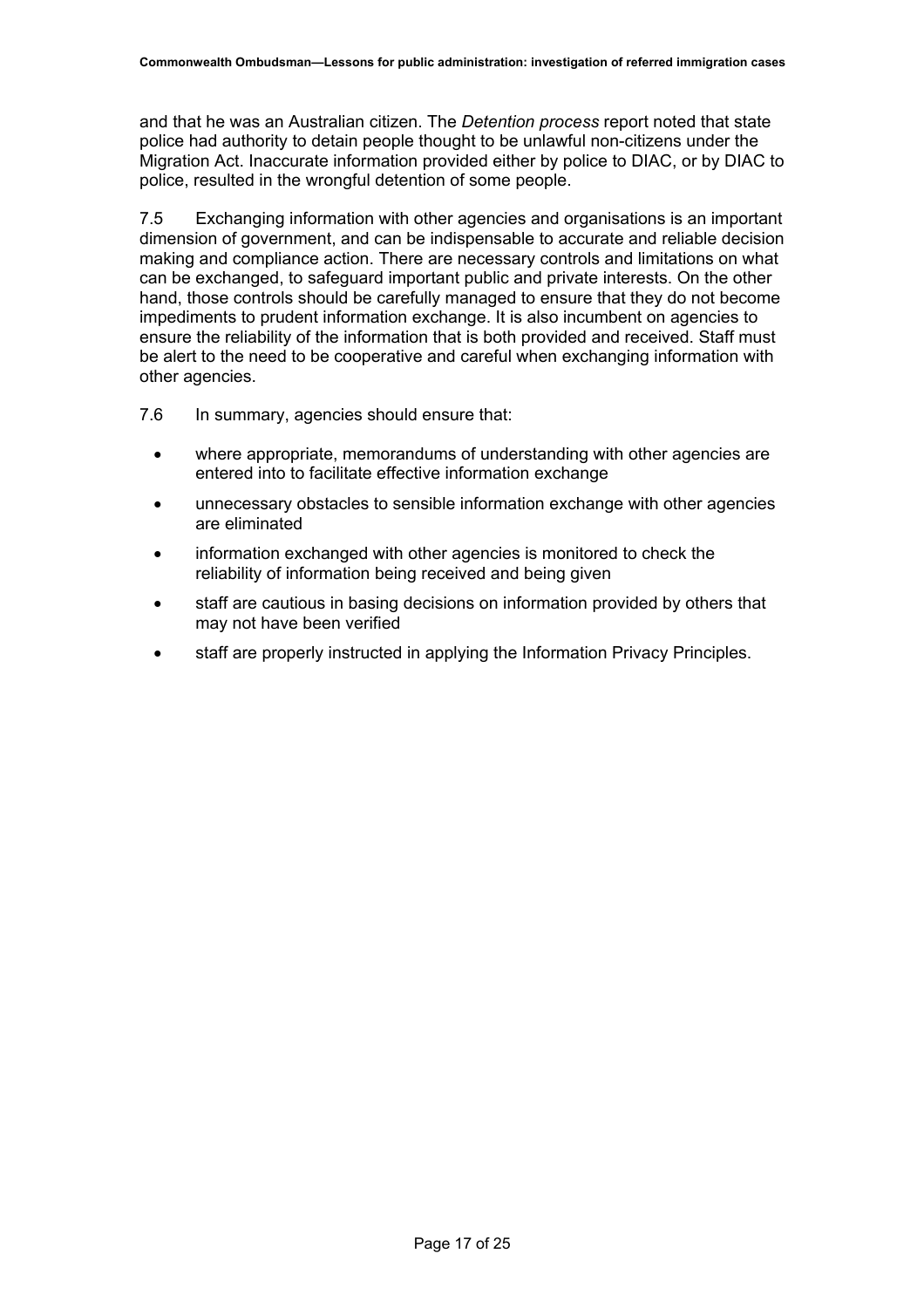and that he was an Australian citizen. The *Detention process* report noted that state police had authority to detain people thought to be unlawful non-citizens under the Migration Act. Inaccurate information provided either by police to DIAC, or by DIAC to police, resulted in the wrongful detention of some people.

7.5 Exchanging information with other agencies and organisations is an important dimension of government, and can be indispensable to accurate and reliable decision making and compliance action. There are necessary controls and limitations on what can be exchanged, to safeguard important public and private interests. On the other hand, those controls should be carefully managed to ensure that they do not become impediments to prudent information exchange. It is also incumbent on agencies to ensure the reliability of the information that is both provided and received. Staff must be alert to the need to be cooperative and careful when exchanging information with other agencies.

7.6 In summary, agencies should ensure that:

- where appropriate, memorandums of understanding with other agencies are entered into to facilitate effective information exchange
- unnecessary obstacles to sensible information exchange with other agencies are eliminated
- information exchanged with other agencies is monitored to check the reliability of information being received and being given
- staff are cautious in basing decisions on information provided by others that may not have been verified
- staff are properly instructed in applying the Information Privacy Principles.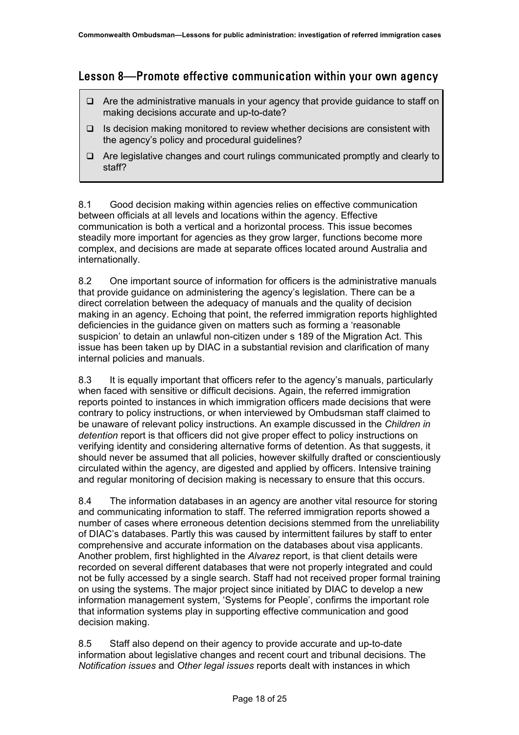## Lesson 8—Promote effective communication within your own agency

- ❑ Are the administrative manuals in your agency that provide guidance to staff on making decisions accurate and up-to-date?
- ❑ Is decision making monitored to review whether decisions are consistent with the agency's policy and procedural guidelines?
- ❑ Are legislative changes and court rulings communicated promptly and clearly to staff?

8.1 Good decision making within agencies relies on effective communication between officials at all levels and locations within the agency. Effective communication is both a vertical and a horizontal process. This issue becomes steadily more important for agencies as they grow larger, functions become more complex, and decisions are made at separate offices located around Australia and internationally.

8.2 One important source of information for officers is the administrative manuals that provide guidance on administering the agency's legislation. There can be a direct correlation between the adequacy of manuals and the quality of decision making in an agency. Echoing that point, the referred immigration reports highlighted deficiencies in the guidance given on matters such as forming a 'reasonable suspicion' to detain an unlawful non-citizen under s 189 of the Migration Act. This issue has been taken up by DIAC in a substantial revision and clarification of many internal policies and manuals.

8.3 It is equally important that officers refer to the agency's manuals, particularly when faced with sensitive or difficult decisions. Again, the referred immigration reports pointed to instances in which immigration officers made decisions that were contrary to policy instructions, or when interviewed by Ombudsman staff claimed to be unaware of relevant policy instructions. An example discussed in the *Children in detention* report is that officers did not give proper effect to policy instructions on verifying identity and considering alternative forms of detention. As that suggests, it should never be assumed that all policies, however skilfully drafted or conscientiously circulated within the agency, are digested and applied by officers. Intensive training and regular monitoring of decision making is necessary to ensure that this occurs.

8.4 The information databases in an agency are another vital resource for storing and communicating information to staff. The referred immigration reports showed a number of cases where erroneous detention decisions stemmed from the unreliability of DIAC's databases. Partly this was caused by intermittent failures by staff to enter comprehensive and accurate information on the databases about visa applicants. Another problem, first highlighted in the *Alvarez* report, is that client details were recorded on several different databases that were not properly integrated and could not be fully accessed by a single search. Staff had not received proper formal training on using the systems. The major project since initiated by DIAC to develop a new information management system, 'Systems for People', confirms the important role that information systems play in supporting effective communication and good decision making.

8.5 Staff also depend on their agency to provide accurate and up-to-date information about legislative changes and recent court and tribunal decisions. The *Notification issues* and *Other legal issues* reports dealt with instances in which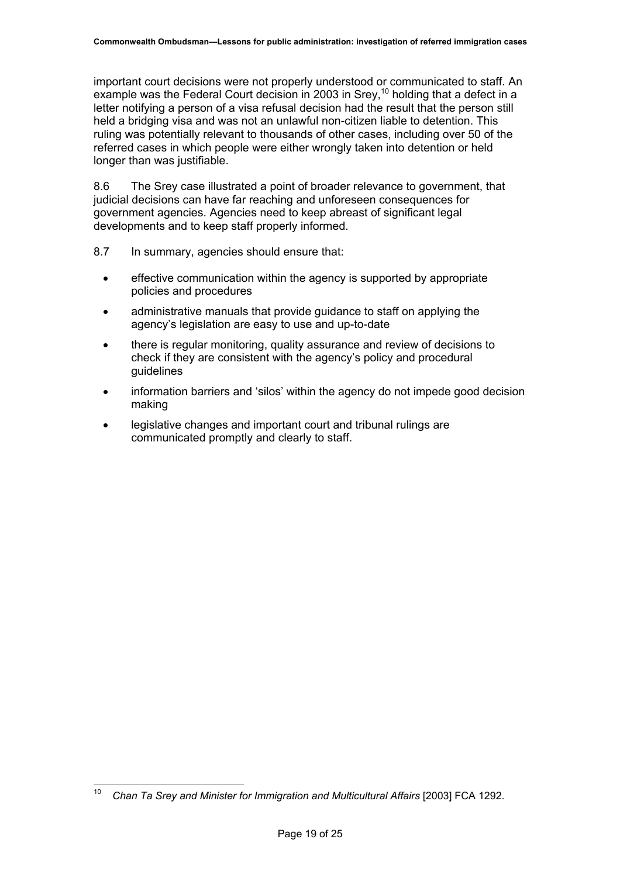important court decisions were not properly understood or communicated to staff. An example was the Federal Court decision in 2003 in Srey,[10] holding that a defect in a letter notifying a person of a visa refusal decision had the result that the person still held a bridging visa and was not an unlawful non-citizen liable to detention. This ruling was potentially relevant to thousands of other cases, including over 50 of the referred cases in which people were either wrongly taken into detention or held longer than was justifiable.

8.6 The Srey case illustrated a point of broader relevance to government, that judicial decisions can have far reaching and unforeseen consequences for government agencies. Agencies need to keep abreast of significant legal developments and to keep staff properly informed.

8.7 In summary, agencies should ensure that:

- effective communication within the agency is supported by appropriate policies and procedures
- administrative manuals that provide guidance to staff on applying the agency's legislation are easy to use and up-to-date
- there is regular monitoring, quality assurance and review of decisions to check if they are consistent with the agency's policy and procedural guidelines
- information barriers and 'silos' within the agency do not impede good decision making
- legislative changes and important court and tribunal rulings are communicated promptly and clearly to staff.

---

[10] *Chan Ta Srey and Minister for Immigration and Multicultural Affairs* [2003] FCA 1292.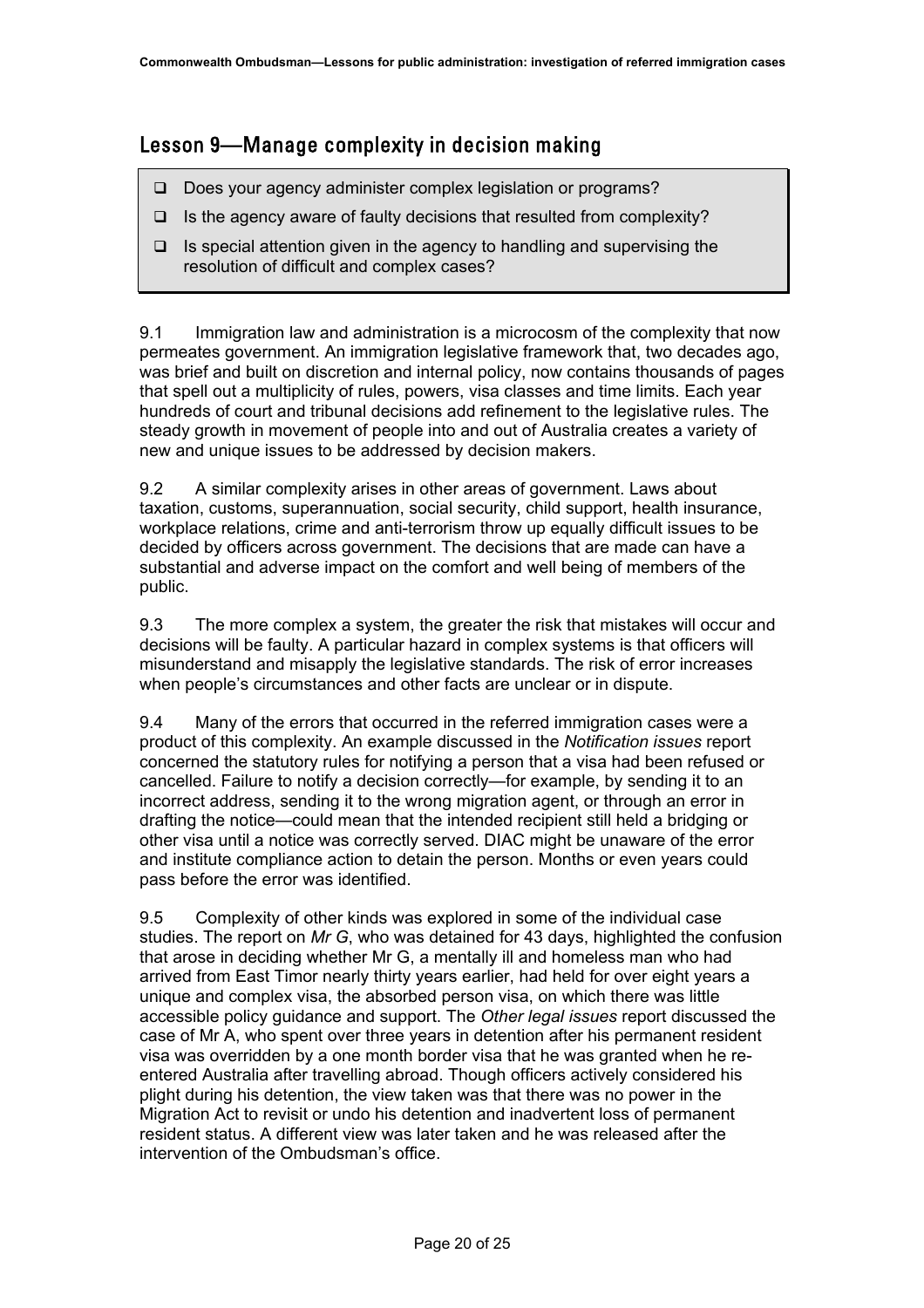## Lesson 9—Manage complexity in decision making

- ❑ Does your agency administer complex legislation or programs?
- ❑ Is the agency aware of faulty decisions that resulted from complexity?
- ❑ Is special attention given in the agency to handling and supervising the resolution of difficult and complex cases?

9.1 Immigration law and administration is a microcosm of the complexity that now permeates government. An immigration legislative framework that, two decades ago, was brief and built on discretion and internal policy, now contains thousands of pages that spell out a multiplicity of rules, powers, visa classes and time limits. Each year hundreds of court and tribunal decisions add refinement to the legislative rules. The steady growth in movement of people into and out of Australia creates a variety of new and unique issues to be addressed by decision makers.

9.2 A similar complexity arises in other areas of government. Laws about taxation, customs, superannuation, social security, child support, health insurance, workplace relations, crime and anti-terrorism throw up equally difficult issues to be decided by officers across government. The decisions that are made can have a substantial and adverse impact on the comfort and well being of members of the public.

9.3 The more complex a system, the greater the risk that mistakes will occur and decisions will be faulty. A particular hazard in complex systems is that officers will misunderstand and misapply the legislative standards. The risk of error increases when people's circumstances and other facts are unclear or in dispute.

9.4 Many of the errors that occurred in the referred immigration cases were a product of this complexity. An example discussed in the *Notification issues* report concerned the statutory rules for notifying a person that a visa had been refused or cancelled. Failure to notify a decision correctly—for example, by sending it to an incorrect address, sending it to the wrong migration agent, or through an error in drafting the notice—could mean that the intended recipient still held a bridging or other visa until a notice was correctly served. DIAC might be unaware of the error and institute compliance action to detain the person. Months or even years could pass before the error was identified.

9.5 Complexity of other kinds was explored in some of the individual case studies. The report on *Mr G*, who was detained for 43 days, highlighted the confusion that arose in deciding whether Mr G, a mentally ill and homeless man who had arrived from East Timor nearly thirty years earlier, had held for over eight years a unique and complex visa, the absorbed person visa, on which there was little accessible policy guidance and support. The *Other legal issues* report discussed the case of Mr A, who spent over three years in detention after his permanent resident visa was overridden by a one month border visa that he was granted when he re-entered Australia after travelling abroad. Though officers actively considered his plight during his detention, the view taken was that there was no power in the Migration Act to revisit or undo his detention and inadvertent loss of permanent resident status. A different view was later taken and he was released after the intervention of the Ombudsman's office.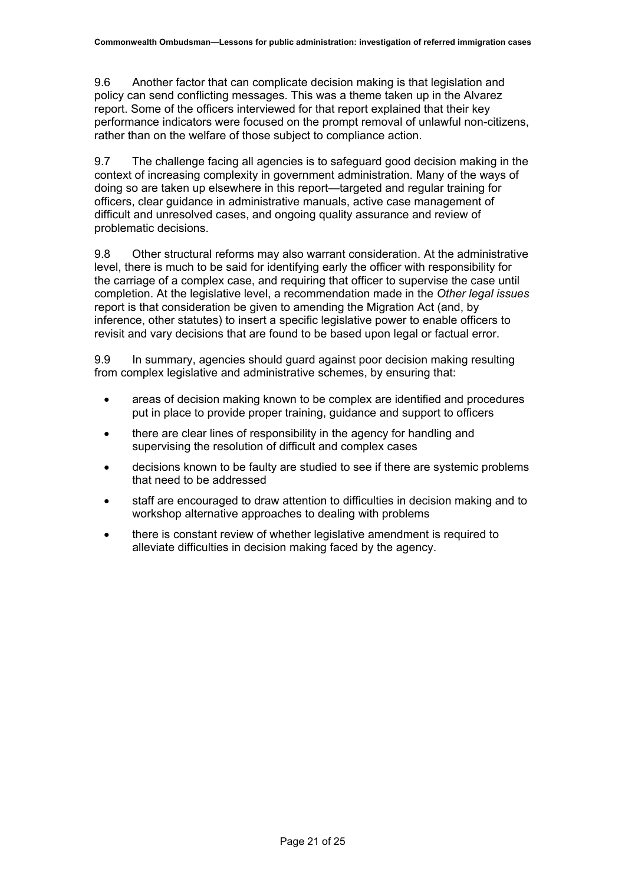9.6 Another factor that can complicate decision making is that legislation and policy can send conflicting messages. This was a theme taken up in the Alvarez report. Some of the officers interviewed for that report explained that their key performance indicators were focused on the prompt removal of unlawful non-citizens, rather than on the welfare of those subject to compliance action.

9.7 The challenge facing all agencies is to safeguard good decision making in the context of increasing complexity in government administration. Many of the ways of doing so are taken up elsewhere in this report—targeted and regular training for officers, clear guidance in administrative manuals, active case management of difficult and unresolved cases, and ongoing quality assurance and review of problematic decisions.

9.8 Other structural reforms may also warrant consideration. At the administrative level, there is much to be said for identifying early the officer with responsibility for the carriage of a complex case, and requiring that officer to supervise the case until completion. At the legislative level, a recommendation made in the *Other legal issues* report is that consideration be given to amending the Migration Act (and, by inference, other statutes) to insert a specific legislative power to enable officers to revisit and vary decisions that are found to be based upon legal or factual error.

9.9 In summary, agencies should guard against poor decision making resulting from complex legislative and administrative schemes, by ensuring that:

- areas of decision making known to be complex are identified and procedures put in place to provide proper training, guidance and support to officers
- there are clear lines of responsibility in the agency for handling and supervising the resolution of difficult and complex cases
- decisions known to be faulty are studied to see if there are systemic problems that need to be addressed
- staff are encouraged to draw attention to difficulties in decision making and to workshop alternative approaches to dealing with problems
- there is constant review of whether legislative amendment is required to alleviate difficulties in decision making faced by the agency.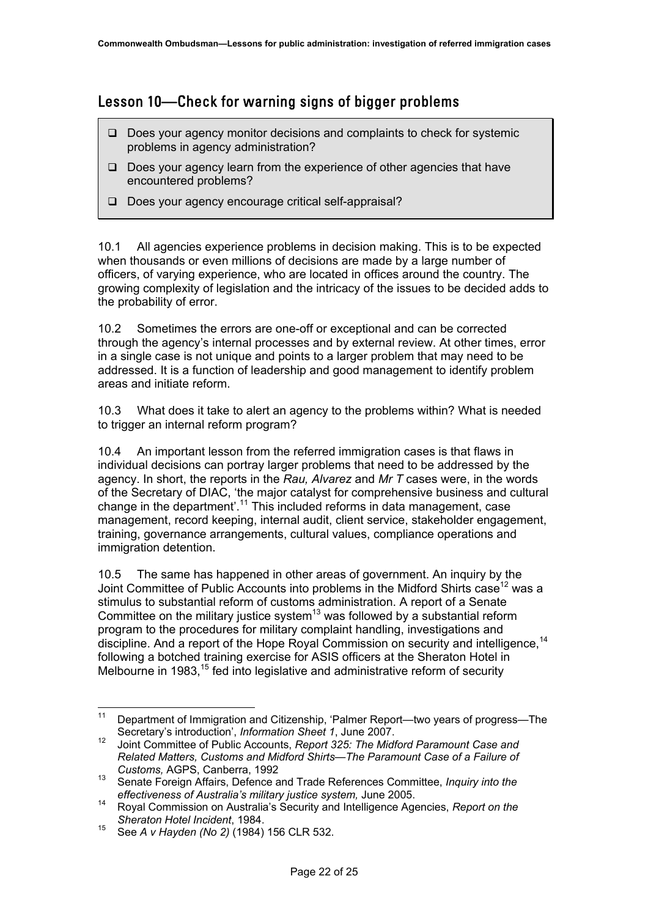## Lesson 10—Check for warning signs of bigger problems

- ❑ Does your agency monitor decisions and complaints to check for systemic problems in agency administration?
- ❑ Does your agency learn from the experience of other agencies that have encountered problems?
- ❑ Does your agency encourage critical self-appraisal?

10.1 All agencies experience problems in decision making. This is to be expected when thousands or even millions of decisions are made by a large number of officers, of varying experience, who are located in offices around the country. The growing complexity of legislation and the intricacy of the issues to be decided adds to the probability of error.

10.2 Sometimes the errors are one-off or exceptional and can be corrected through the agency's internal processes and by external review. At other times, error in a single case is not unique and points to a larger problem that may need to be addressed. It is a function of leadership and good management to identify problem areas and initiate reform.

10.3 What does it take to alert an agency to the problems within? What is needed to trigger an internal reform program?

10.4 An important lesson from the referred immigration cases is that flaws in individual decisions can portray larger problems that need to be addressed by the agency. In short, the reports in the *Rau, Alvarez* and *Mr T* cases were, in the words of the Secretary of DIAC, 'the major catalyst for comprehensive business and cultural change in the department'.[11] This included reforms in data management, case management, record keeping, internal audit, client service, stakeholder engagement, training, governance arrangements, cultural values, compliance operations and immigration detention.

10.5 The same has happened in other areas of government. An inquiry by the Joint Committee of Public Accounts into problems in the Midford Shirts case[12] was a stimulus to substantial reform of customs administration. A report of a Senate Committee on the military justice system[13] was followed by a substantial reform program to the procedures for military complaint handling, investigations and discipline. And a report of the Hope Royal Commission on security and intelligence,[14] following a botched training exercise for ASIS officers at the Sheraton Hotel in Melbourne in 1983,[15] fed into legislative and administrative reform of security

---

[11] Department of Immigration and Citizenship, 'Palmer Report—two years of progress—The Secretary's introduction', *Information Sheet 1*, June 2007.

[12] Joint Committee of Public Accounts, *Report 325: The Midford Paramount Case and Related Matters, Customs and Midford Shirts—The Paramount Case of a Failure of Customs,* AGPS, Canberra, 1992

[13] Senate Foreign Affairs, Defence and Trade References Committee, *Inquiry into the effectiveness of Australia's military justice system,* June 2005.

[14] Royal Commission on Australia's Security and Intelligence Agencies, *Report on the Sheraton Hotel Incident*, 1984.

[15] See *A v Hayden (No 2)* (1984) 156 CLR 532.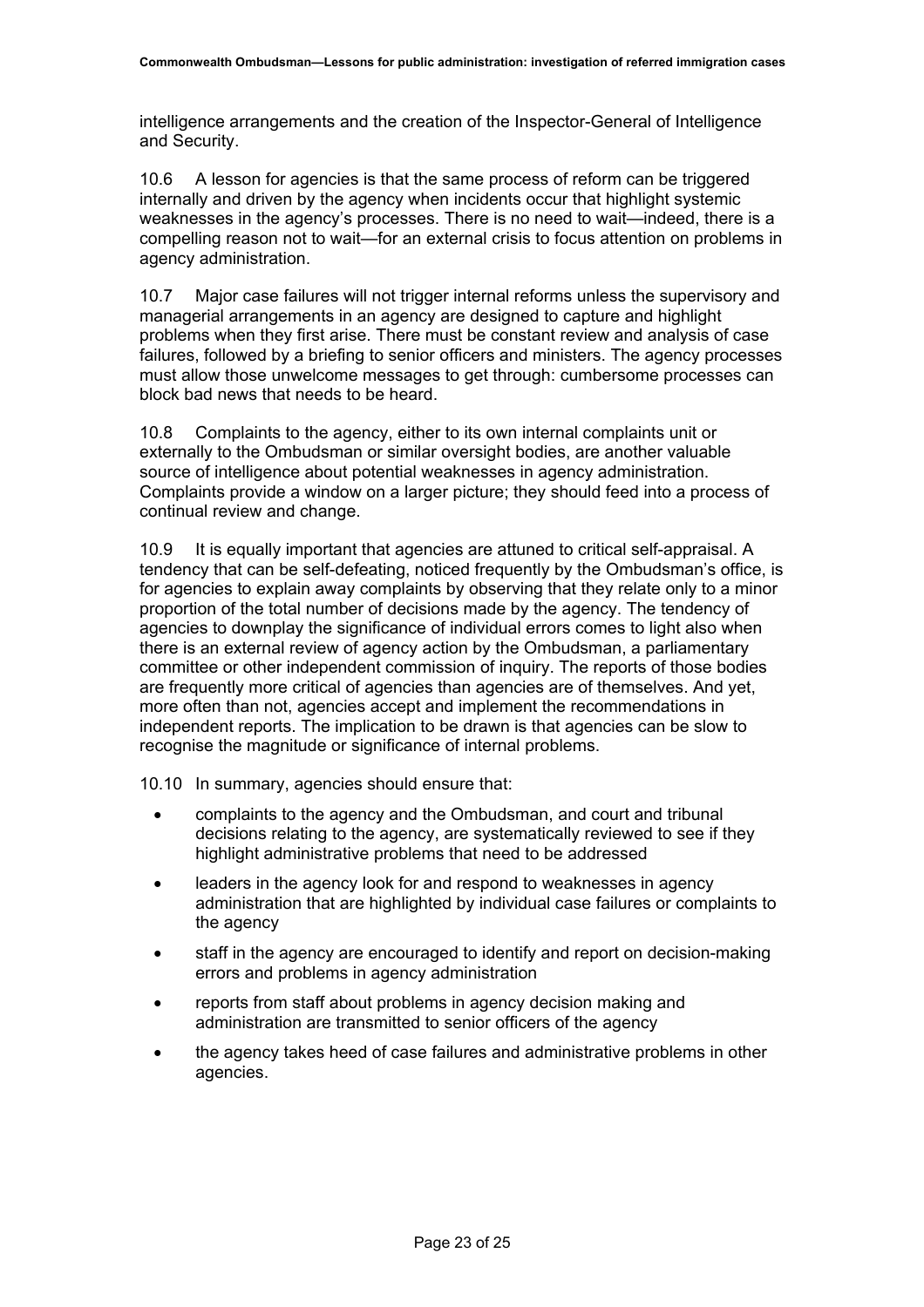intelligence arrangements and the creation of the Inspector-General of Intelligence and Security.

10.6 A lesson for agencies is that the same process of reform can be triggered internally and driven by the agency when incidents occur that highlight systemic weaknesses in the agency's processes. There is no need to wait—indeed, there is a compelling reason not to wait—for an external crisis to focus attention on problems in agency administration.

10.7 Major case failures will not trigger internal reforms unless the supervisory and managerial arrangements in an agency are designed to capture and highlight problems when they first arise. There must be constant review and analysis of case failures, followed by a briefing to senior officers and ministers. The agency processes must allow those unwelcome messages to get through: cumbersome processes can block bad news that needs to be heard.

10.8 Complaints to the agency, either to its own internal complaints unit or externally to the Ombudsman or similar oversight bodies, are another valuable source of intelligence about potential weaknesses in agency administration. Complaints provide a window on a larger picture; they should feed into a process of continual review and change.

10.9 It is equally important that agencies are attuned to critical self-appraisal. A tendency that can be self-defeating, noticed frequently by the Ombudsman's office, is for agencies to explain away complaints by observing that they relate only to a minor proportion of the total number of decisions made by the agency. The tendency of agencies to downplay the significance of individual errors comes to light also when there is an external review of agency action by the Ombudsman, a parliamentary committee or other independent commission of inquiry. The reports of those bodies are frequently more critical of agencies than agencies are of themselves. And yet, more often than not, agencies accept and implement the recommendations in independent reports. The implication to be drawn is that agencies can be slow to recognise the magnitude or significance of internal problems.

10.10 In summary, agencies should ensure that:

- complaints to the agency and the Ombudsman, and court and tribunal decisions relating to the agency, are systematically reviewed to see if they highlight administrative problems that need to be addressed
- leaders in the agency look for and respond to weaknesses in agency administration that are highlighted by individual case failures or complaints to the agency
- staff in the agency are encouraged to identify and report on decision-making errors and problems in agency administration
- reports from staff about problems in agency decision making and administration are transmitted to senior officers of the agency
- the agency takes heed of case failures and administrative problems in other agencies.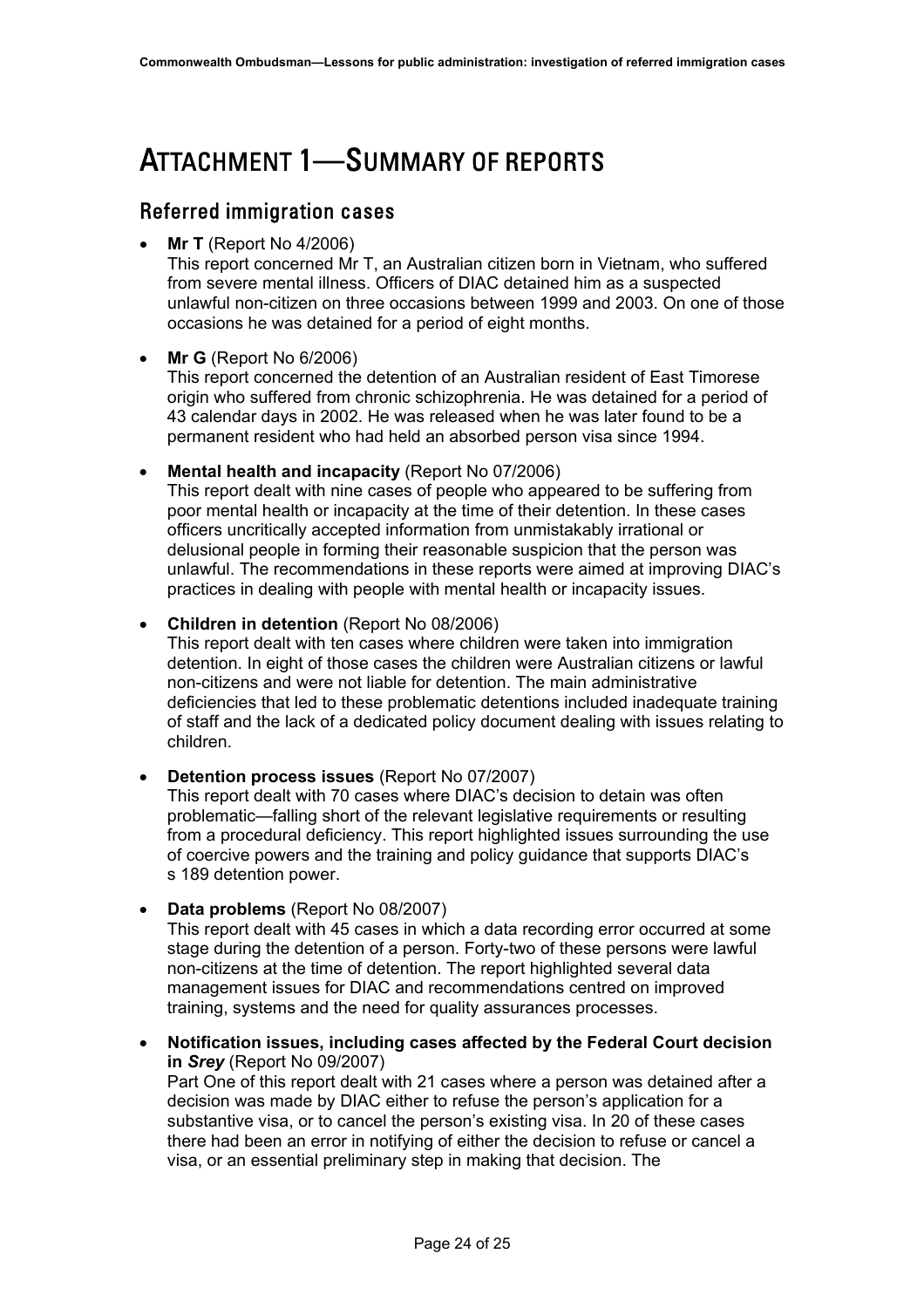# ATTACHMENT 1—SUMMARY OF REPORTS

## Referred immigration cases

- **Mr T** (Report No 4/2006)
  This report concerned Mr T, an Australian citizen born in Vietnam, who suffered from severe mental illness. Officers of DIAC detained him as a suspected unlawful non-citizen on three occasions between 1999 and 2003. On one of those occasions he was detained for a period of eight months.

- **Mr G** (Report No 6/2006)
  This report concerned the detention of an Australian resident of East Timorese origin who suffered from chronic schizophrenia. He was detained for a period of 43 calendar days in 2002. He was released when he was later found to be a permanent resident who had held an absorbed person visa since 1994.

- **Mental health and incapacity** (Report No 07/2006)
  This report dealt with nine cases of people who appeared to be suffering from poor mental health or incapacity at the time of their detention. In these cases officers uncritically accepted information from unmistakably irrational or delusional people in forming their reasonable suspicion that the person was unlawful. The recommendations in these reports were aimed at improving DIAC's practices in dealing with people with mental health or incapacity issues.

- **Children in detention** (Report No 08/2006)
  This report dealt with ten cases where children were taken into immigration detention. In eight of those cases the children were Australian citizens or lawful non-citizens and were not liable for detention. The main administrative deficiencies that led to these problematic detentions included inadequate training of staff and the lack of a dedicated policy document dealing with issues relating to children.

- **Detention process issues** (Report No 07/2007)
  This report dealt with 70 cases where DIAC's decision to detain was often problematic—falling short of the relevant legislative requirements or resulting from a procedural deficiency. This report highlighted issues surrounding the use of coercive powers and the training and policy guidance that supports DIAC's s 189 detention power.

- **Data problems** (Report No 08/2007)
  This report dealt with 45 cases in which a data recording error occurred at some stage during the detention of a person. Forty-two of these persons were lawful non-citizens at the time of detention. The report highlighted several data management issues for DIAC and recommendations centred on improved training, systems and the need for quality assurances processes.

- **Notification issues, including cases affected by the Federal Court decision in *Srey*** (Report No 09/2007)
  Part One of this report dealt with 21 cases where a person was detained after a decision was made by DIAC either to refuse the person's application for a substantive visa, or to cancel the person's existing visa. In 20 of these cases there had been an error in notifying of either the decision to refuse or cancel a visa, or an essential preliminary step in making that decision. The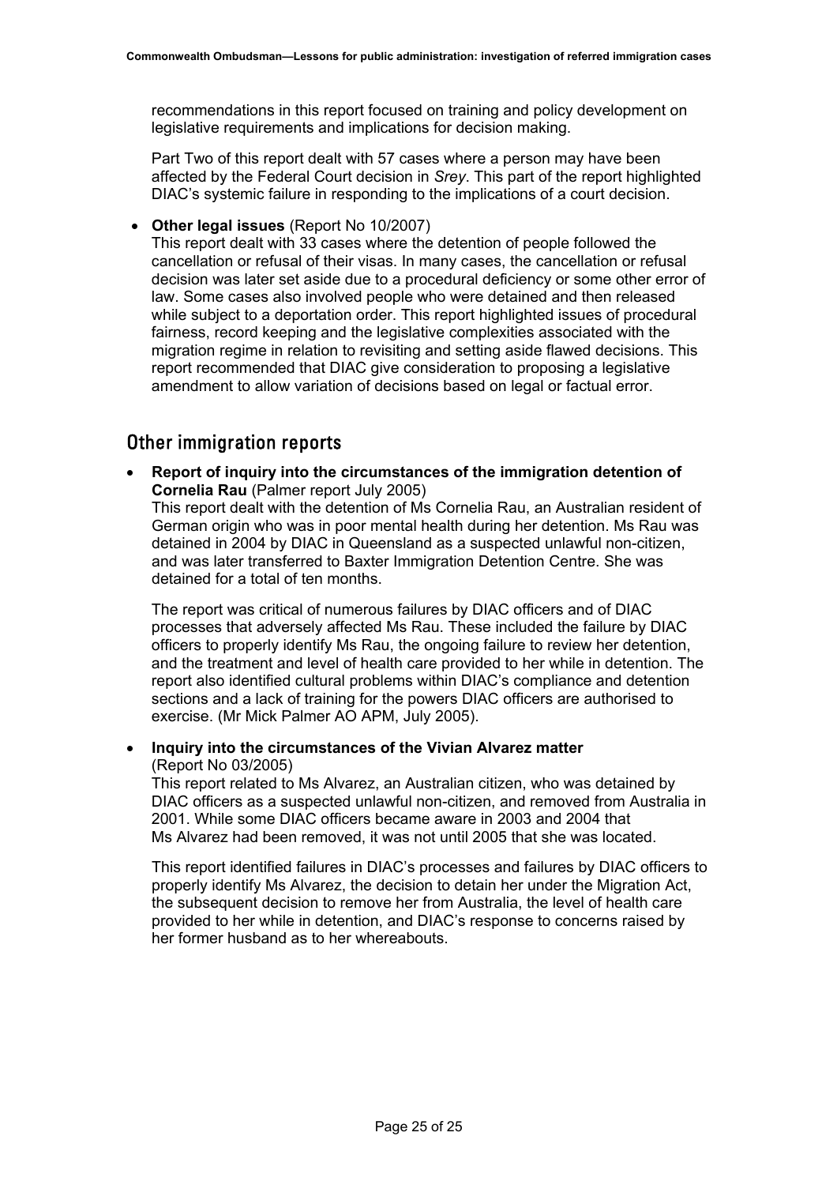recommendations in this report focused on training and policy development on legislative requirements and implications for decision making.

Part Two of this report dealt with 57 cases where a person may have been affected by the Federal Court decision in *Srey*. This part of the report highlighted DIAC's systemic failure in responding to the implications of a court decision.

- **Other legal issues** (Report No 10/2007)
  This report dealt with 33 cases where the detention of people followed the cancellation or refusal of their visas. In many cases, the cancellation or refusal decision was later set aside due to a procedural deficiency or some other error of law. Some cases also involved people who were detained and then released while subject to a deportation order. This report highlighted issues of procedural fairness, record keeping and the legislative complexities associated with the migration regime in relation to revisiting and setting aside flawed decisions. This report recommended that DIAC give consideration to proposing a legislative amendment to allow variation of decisions based on legal or factual error.

## Other immigration reports

- **Report of inquiry into the circumstances of the immigration detention of Cornelia Rau** (Palmer report July 2005)
  This report dealt with the detention of Ms Cornelia Rau, an Australian resident of German origin who was in poor mental health during her detention. Ms Rau was detained in 2004 by DIAC in Queensland as a suspected unlawful non-citizen, and was later transferred to Baxter Immigration Detention Centre. She was detained for a total of ten months.

  The report was critical of numerous failures by DIAC officers and of DIAC processes that adversely affected Ms Rau. These included the failure by DIAC officers to properly identify Ms Rau, the ongoing failure to review her detention, and the treatment and level of health care provided to her while in detention. The report also identified cultural problems within DIAC's compliance and detention sections and a lack of training for the powers DIAC officers are authorised to exercise. (Mr Mick Palmer AO APM, July 2005).

- **Inquiry into the circumstances of the Vivian Alvarez matter** (Report No 03/2005)
  This report related to Ms Alvarez, an Australian citizen, who was detained by DIAC officers as a suspected unlawful non-citizen, and removed from Australia in 2001. While some DIAC officers became aware in 2003 and 2004 that Ms Alvarez had been removed, it was not until 2005 that she was located.

  This report identified failures in DIAC's processes and failures by DIAC officers to properly identify Ms Alvarez, the decision to detain her under the Migration Act, the subsequent decision to remove her from Australia, the level of health care provided to her while in detention, and DIAC's response to concerns raised by her former husband as to her whereabouts.